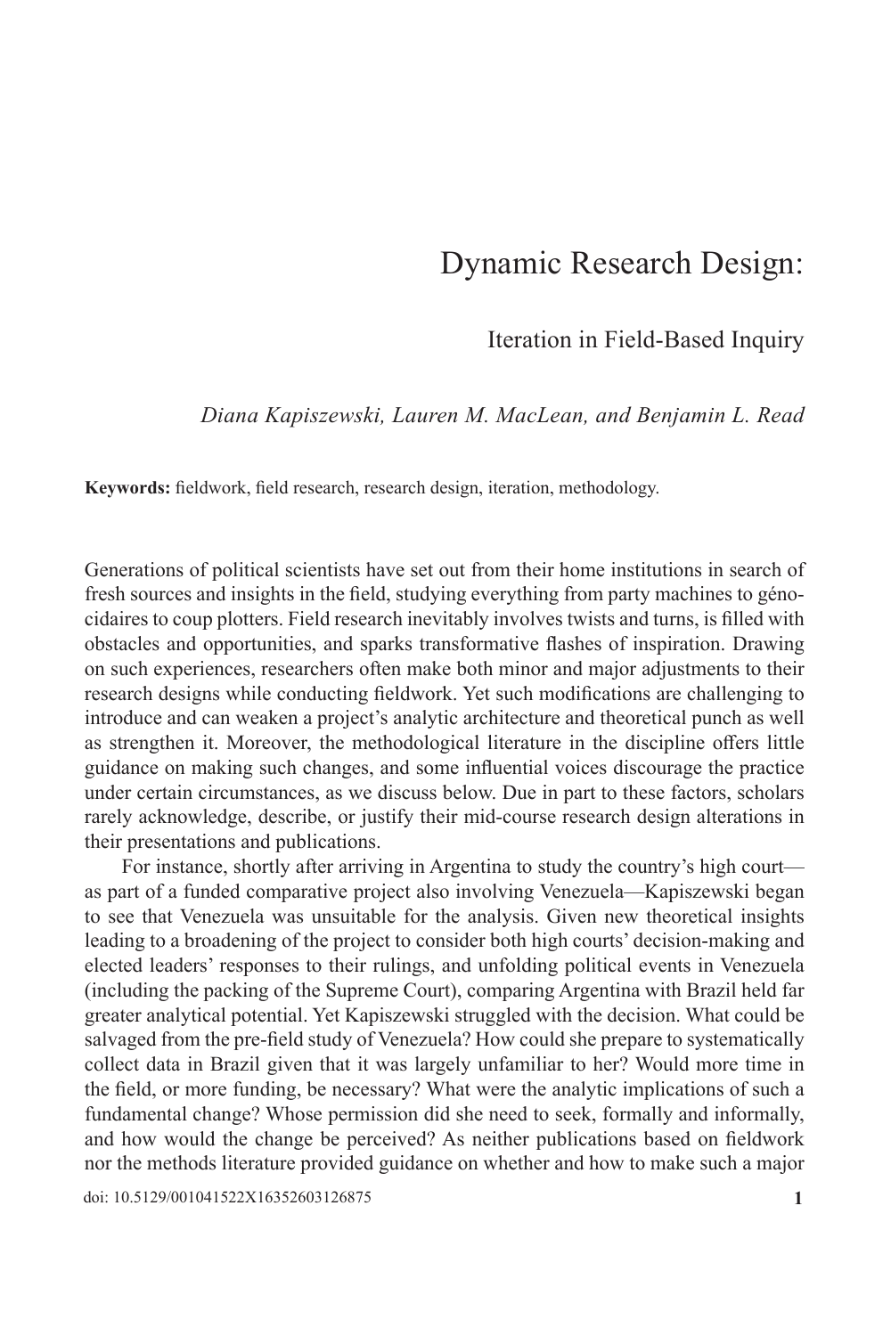# Dynamic Research Design:

## Iteration in Field-Based Inquiry

*Diana Kapiszewski, Lauren M. MacLean, and Benjamin L. Read*

**Keywords:** fieldwork, field research, research design, iteration, methodology.

Generations of political scientists have set out from their home institutions in search of fresh sources and insights in the field, studying everything from party machines to génocidaires to coup plotters. Field research inevitably involves twists and turns, is filled with obstacles and opportunities, and sparks transformative flashes of inspiration. Drawing on such experiences, researchers often make both minor and major adjustments to their research designs while conducting fieldwork. Yet such modifications are challenging to introduce and can weaken a project's analytic architecture and theoretical punch as well as strengthen it. Moreover, the methodological literature in the discipline offers little guidance on making such changes, and some influential voices discourage the practice under certain circumstances, as we discuss below. Due in part to these factors, scholars rarely acknowledge, describe, or justify their mid-course research design alterations in their presentations and publications.

For instance, shortly after arriving in Argentina to study the country's high court—as part of a funded comparative project also involving Venezuela—Kapiszewski began to see that Venezuela was unsuitable for the analysis. Given new theoretical insights leading to a broadening of the project to consider both high courts' decision-making and elected leaders' responses to their rulings, and unfolding political events in Venezuela (including the packing of the Supreme Court), comparing Argentina with Brazil held far greater analytical potential. Yet Kapiszewski struggled with the decision. What could be salvaged from the pre-field study of Venezuela? How could she prepare to systematically collect data in Brazil given that it was largely unfamiliar to her? Would more time in the field, or more funding, be necessary? What were the analytic implications of such a fundamental change? Whose permission did she need to seek, formally and informally, and how would the change be perceived? As neither publications based on fieldwork nor the methods literature provided guidance on whether and how to make such a major

doi: 10.5129/001041522X16352603126875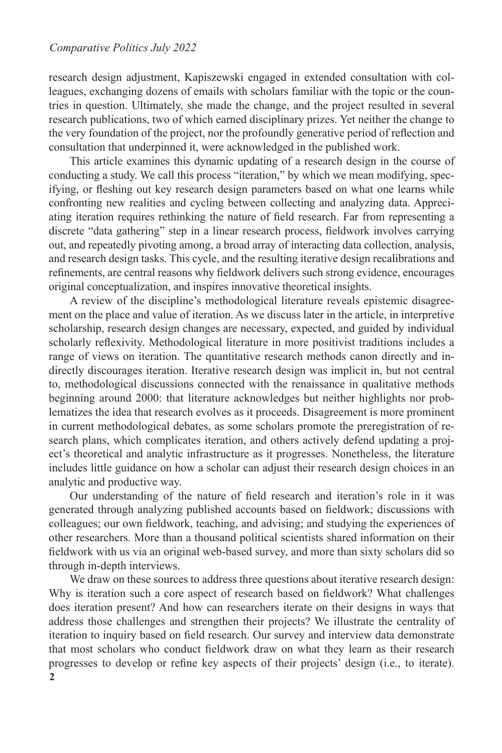research design adjustment, Kapiszewski engaged in extended consultation with colleagues, exchanging dozens of emails with scholars familiar with the topic or the countries in question. Ultimately, she made the change, and the project resulted in several research publications, two of which earned disciplinary prizes. Yet neither the change to the very foundation of the project, nor the profoundly generative period of reflection and consultation that underpinned it, were acknowledged in the published work.

This article examines this dynamic updating of a research design in the course of conducting a study. We call this process "iteration," by which we mean modifying, specifying, or fleshing out key research design parameters based on what one learns while confronting new realities and cycling between collecting and analyzing data. Appreciating iteration requires rethinking the nature of field research. Far from representing a discrete "data gathering" step in a linear research process, fieldwork involves carrying out, and repeatedly pivoting among, a broad array of interacting data collection, analysis, and research design tasks. This cycle, and the resulting iterative design recalibrations and refinements, are central reasons why fieldwork delivers such strong evidence, encourages original conceptualization, and inspires innovative theoretical insights.

A review of the discipline's methodological literature reveals epistemic disagreement on the place and value of iteration. As we discuss later in the article, in interpretive scholarship, research design changes are necessary, expected, and guided by individual scholarly reflexivity. Methodological literature in more positivist traditions includes a range of views on iteration. The quantitative research methods canon directly and indirectly discourages iteration. Iterative research design was implicit in, but not central to, methodological discussions connected with the renaissance in qualitative methods beginning around 2000: that literature acknowledges but neither highlights nor problematizes the idea that research evolves as it proceeds. Disagreement is more prominent in current methodological debates, as some scholars promote the preregistration of research plans, which complicates iteration, and others actively defend updating a project's theoretical and analytic infrastructure as it progresses. Nonetheless, the literature includes little guidance on how a scholar can adjust their research design choices in an analytic and productive way.

Our understanding of the nature of field research and iteration's role in it was generated through analyzing published accounts based on fieldwork; discussions with colleagues; our own fieldwork, teaching, and advising; and studying the experiences of other researchers. More than a thousand political scientists shared information on their fieldwork with us via an original web-based survey, and more than sixty scholars did so through in-depth interviews.

We draw on these sources to address three questions about iterative research design: Why is iteration such a core aspect of research based on fieldwork? What challenges does iteration present? And how can researchers iterate on their designs in ways that address those challenges and strengthen their projects? We illustrate the centrality of iteration to inquiry based on field research. Our survey and interview data demonstrate that most scholars who conduct fieldwork draw on what they learn as their research progresses to develop or refine key aspects of their projects' design (i.e., to iterate).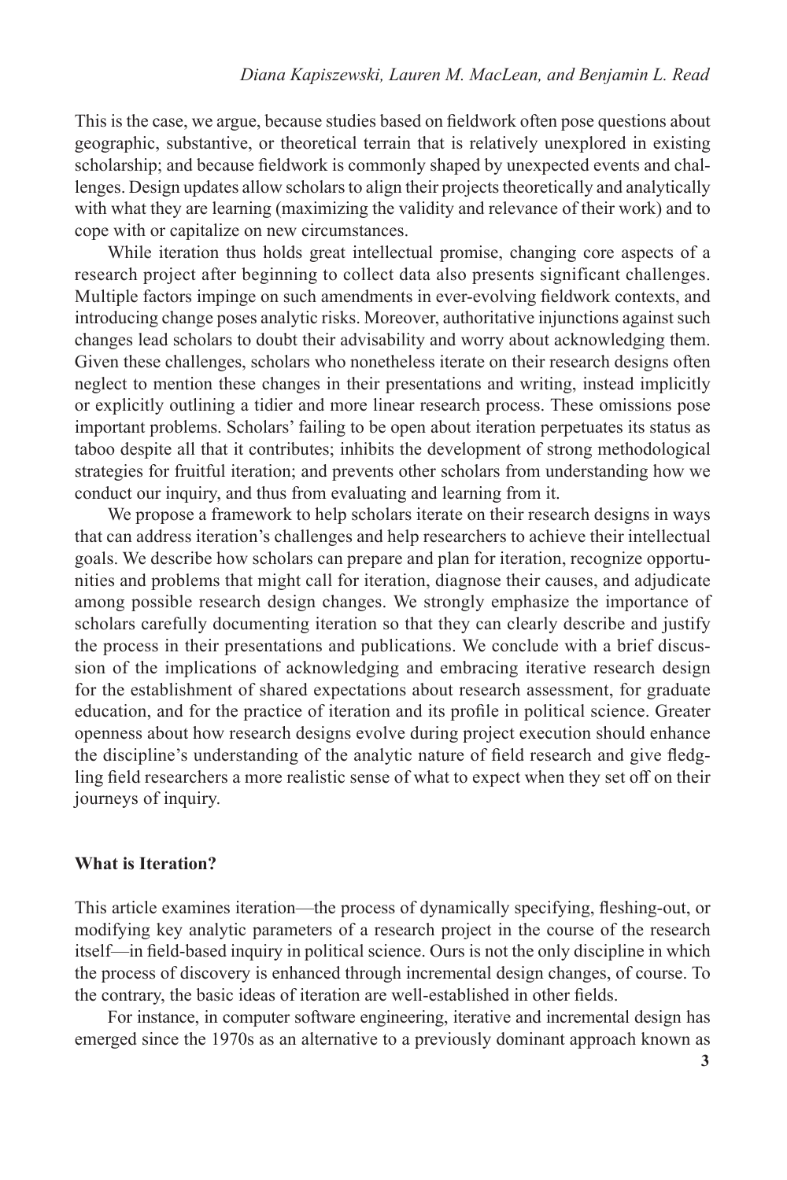This is the case, we argue, because studies based on fieldwork often pose questions about geographic, substantive, or theoretical terrain that is relatively unexplored in existing scholarship; and because fieldwork is commonly shaped by unexpected events and challenges. Design updates allow scholars to align their projects theoretically and analytically with what they are learning (maximizing the validity and relevance of their work) and to cope with or capitalize on new circumstances.

While iteration thus holds great intellectual promise, changing core aspects of a research project after beginning to collect data also presents significant challenges. Multiple factors impinge on such amendments in ever-evolving fieldwork contexts, and introducing change poses analytic risks. Moreover, authoritative injunctions against such changes lead scholars to doubt their advisability and worry about acknowledging them. Given these challenges, scholars who nonetheless iterate on their research designs often neglect to mention these changes in their presentations and writing, instead implicitly or explicitly outlining a tidier and more linear research process. These omissions pose important problems. Scholars' failing to be open about iteration perpetuates its status as taboo despite all that it contributes; inhibits the development of strong methodological strategies for fruitful iteration; and prevents other scholars from understanding how we conduct our inquiry, and thus from evaluating and learning from it.

We propose a framework to help scholars iterate on their research designs in ways that can address iteration's challenges and help researchers to achieve their intellectual goals. We describe how scholars can prepare and plan for iteration, recognize opportunities and problems that might call for iteration, diagnose their causes, and adjudicate among possible research design changes. We strongly emphasize the importance of scholars carefully documenting iteration so that they can clearly describe and justify the process in their presentations and publications. We conclude with a brief discussion of the implications of acknowledging and embracing iterative research design for the establishment of shared expectations about research assessment, for graduate education, and for the practice of iteration and its profile in political science. Greater openness about how research designs evolve during project execution should enhance the discipline's understanding of the analytic nature of field research and give fledgling field researchers a more realistic sense of what to expect when they set off on their journeys of inquiry.

## What is Iteration?

This article examines iteration—the process of dynamically specifying, fleshing-out, or modifying key analytic parameters of a research project in the course of the research itself—in field-based inquiry in political science. Ours is not the only discipline in which the process of discovery is enhanced through incremental design changes, of course. To the contrary, the basic ideas of iteration are well-established in other fields.

For instance, in computer software engineering, iterative and incremental design has emerged since the 1970s as an alternative to a previously dominant approach known as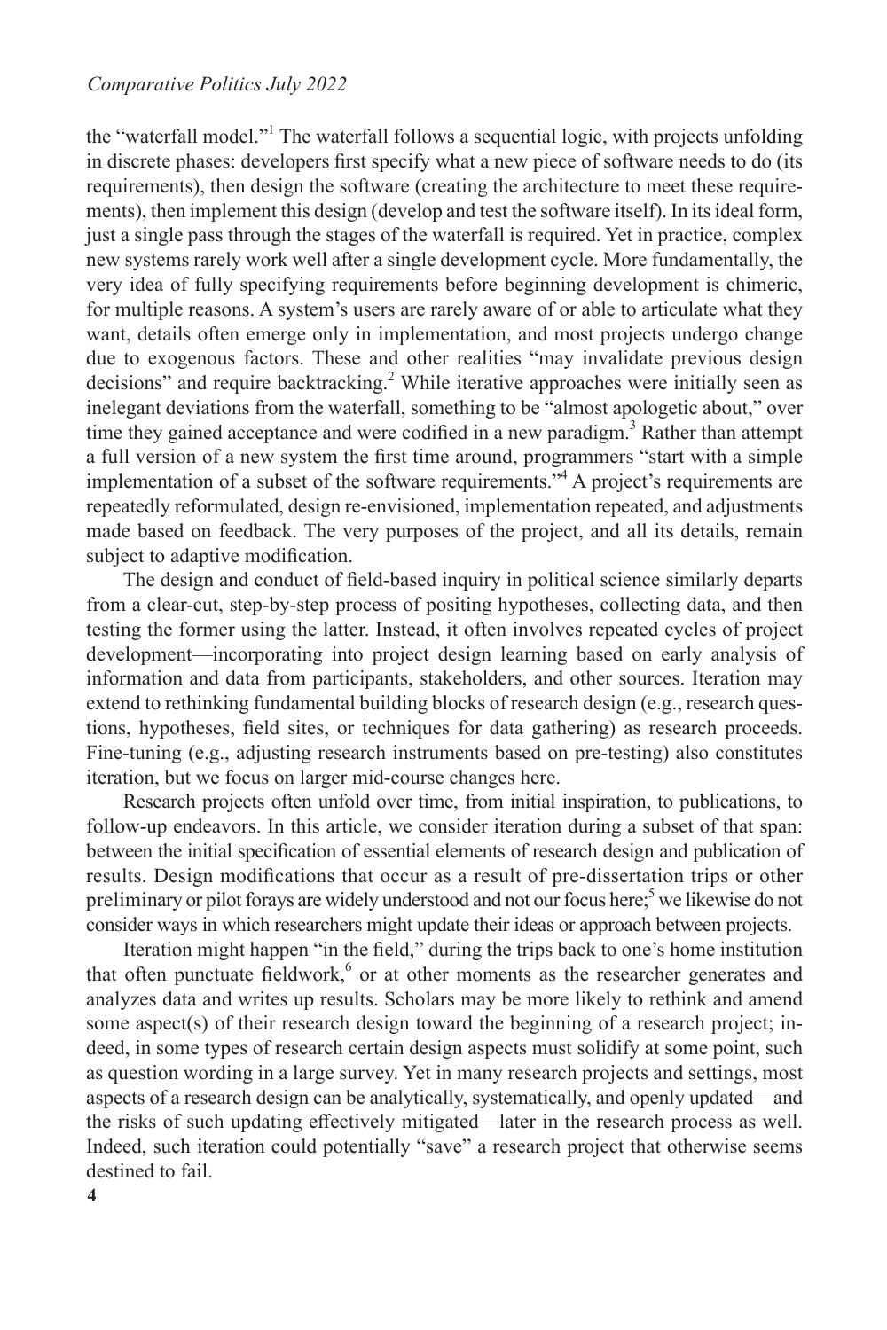the "waterfall model."[1] The waterfall follows a sequential logic, with projects unfolding in discrete phases: developers first specify what a new piece of software needs to do (its requirements), then design the software (creating the architecture to meet these requirements), then implement this design (develop and test the software itself). In its ideal form, just a single pass through the stages of the waterfall is required. Yet in practice, complex new systems rarely work well after a single development cycle. More fundamentally, the very idea of fully specifying requirements before beginning development is chimeric, for multiple reasons. A system's users are rarely aware of or able to articulate what they want, details often emerge only in implementation, and most projects undergo change due to exogenous factors. These and other realities "may invalidate previous design decisions" and require backtracking.[2] While iterative approaches were initially seen as inelegant deviations from the waterfall, something to be "almost apologetic about," over time they gained acceptance and were codified in a new paradigm.[3] Rather than attempt a full version of a new system the first time around, programmers "start with a simple implementation of a subset of the software requirements."[4] A project's requirements are repeatedly reformulated, design re-envisioned, implementation repeated, and adjustments made based on feedback. The very purposes of the project, and all its details, remain subject to adaptive modification.

The design and conduct of field-based inquiry in political science similarly departs from a clear-cut, step-by-step process of positing hypotheses, collecting data, and then testing the former using the latter. Instead, it often involves repeated cycles of project development—incorporating into project design learning based on early analysis of information and data from participants, stakeholders, and other sources. Iteration may extend to rethinking fundamental building blocks of research design (e.g., research questions, hypotheses, field sites, or techniques for data gathering) as research proceeds. Fine-tuning (e.g., adjusting research instruments based on pre-testing) also constitutes iteration, but we focus on larger mid-course changes here.

Research projects often unfold over time, from initial inspiration, to publications, to follow-up endeavors. In this article, we consider iteration during a subset of that span: between the initial specification of essential elements of research design and publication of results. Design modifications that occur as a result of pre-dissertation trips or other preliminary or pilot forays are widely understood and not our focus here;[5] we likewise do not consider ways in which researchers might update their ideas or approach between projects.

Iteration might happen "in the field," during the trips back to one's home institution that often punctuate fieldwork,[6] or at other moments as the researcher generates and analyzes data and writes up results. Scholars may be more likely to rethink and amend some aspect(s) of their research design toward the beginning of a research project; indeed, in some types of research certain design aspects must solidify at some point, such as question wording in a large survey. Yet in many research projects and settings, most aspects of a research design can be analytically, systematically, and openly updated—and the risks of such updating effectively mitigated—later in the research process as well. Indeed, such iteration could potentially "save" a research project that otherwise seems destined to fail.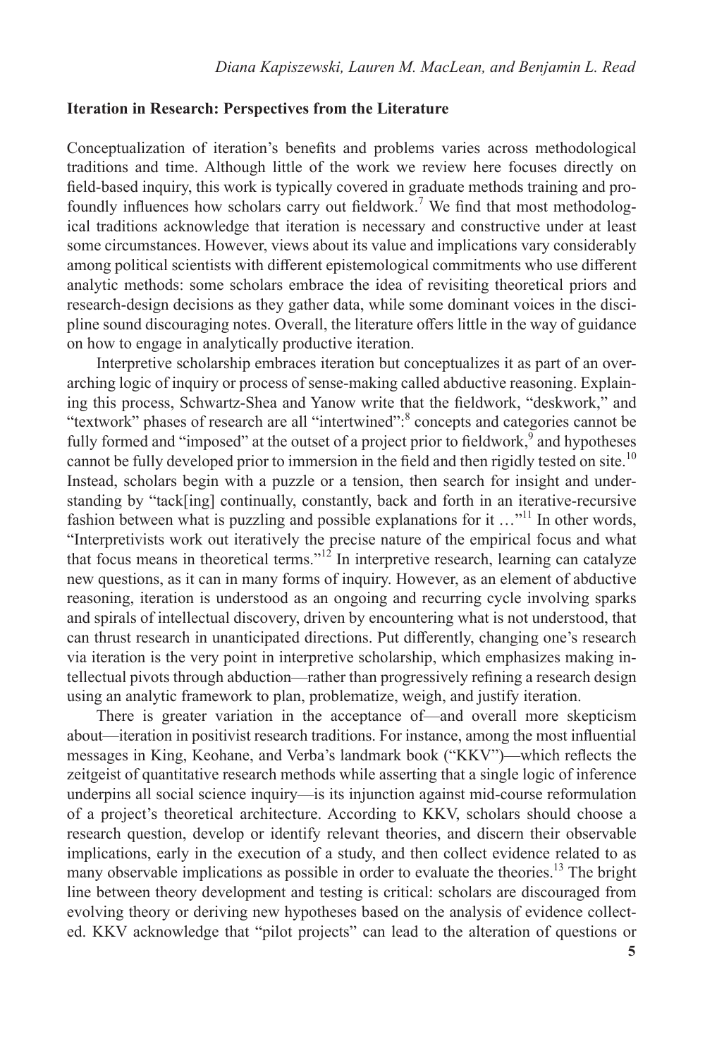### Iteration in Research: Perspectives from the Literature

Conceptualization of iteration's benefits and problems varies across methodological traditions and time. Although little of the work we review here focuses directly on field-based inquiry, this work is typically covered in graduate methods training and profoundly influences how scholars carry out fieldwork.[7] We find that most methodological traditions acknowledge that iteration is necessary and constructive under at least some circumstances. However, views about its value and implications vary considerably among political scientists with different epistemological commitments who use different analytic methods: some scholars embrace the idea of revisiting theoretical priors and research-design decisions as they gather data, while some dominant voices in the discipline sound discouraging notes. Overall, the literature offers little in the way of guidance on how to engage in analytically productive iteration.

Interpretive scholarship embraces iteration but conceptualizes it as part of an overarching logic of inquiry or process of sense-making called abductive reasoning. Explaining this process, Schwartz-Shea and Yanow write that the fieldwork, "deskwork," and "textwork" phases of research are all "intertwined":[8] concepts and categories cannot be fully formed and "imposed" at the outset of a project prior to fieldwork,[9] and hypotheses cannot be fully developed prior to immersion in the field and then rigidly tested on site.[10] Instead, scholars begin with a puzzle or a tension, then search for insight and understanding by "tack[ing] continually, constantly, back and forth in an iterative-recursive fashion between what is puzzling and possible explanations for it …"[11] In other words, "Interpretivists work out iteratively the precise nature of the empirical focus and what that focus means in theoretical terms."[12] In interpretive research, learning can catalyze new questions, as it can in many forms of inquiry. However, as an element of abductive reasoning, iteration is understood as an ongoing and recurring cycle involving sparks and spirals of intellectual discovery, driven by encountering what is not understood, that can thrust research in unanticipated directions. Put differently, changing one's research via iteration is the very point in interpretive scholarship, which emphasizes making intellectual pivots through abduction—rather than progressively refining a research design using an analytic framework to plan, problematize, weigh, and justify iteration.

There is greater variation in the acceptance of—and overall more skepticism about—iteration in positivist research traditions. For instance, among the most influential messages in King, Keohane, and Verba's landmark book ("KKV")—which reflects the zeitgeist of quantitative research methods while asserting that a single logic of inference underpins all social science inquiry—is its injunction against mid-course reformulation of a project's theoretical architecture. According to KKV, scholars should choose a research question, develop or identify relevant theories, and discern their observable implications, early in the execution of a study, and then collect evidence related to as many observable implications as possible in order to evaluate the theories.[13] The bright line between theory development and testing is critical: scholars are discouraged from evolving theory or deriving new hypotheses based on the analysis of evidence collected. KKV acknowledge that "pilot projects" can lead to the alteration of questions or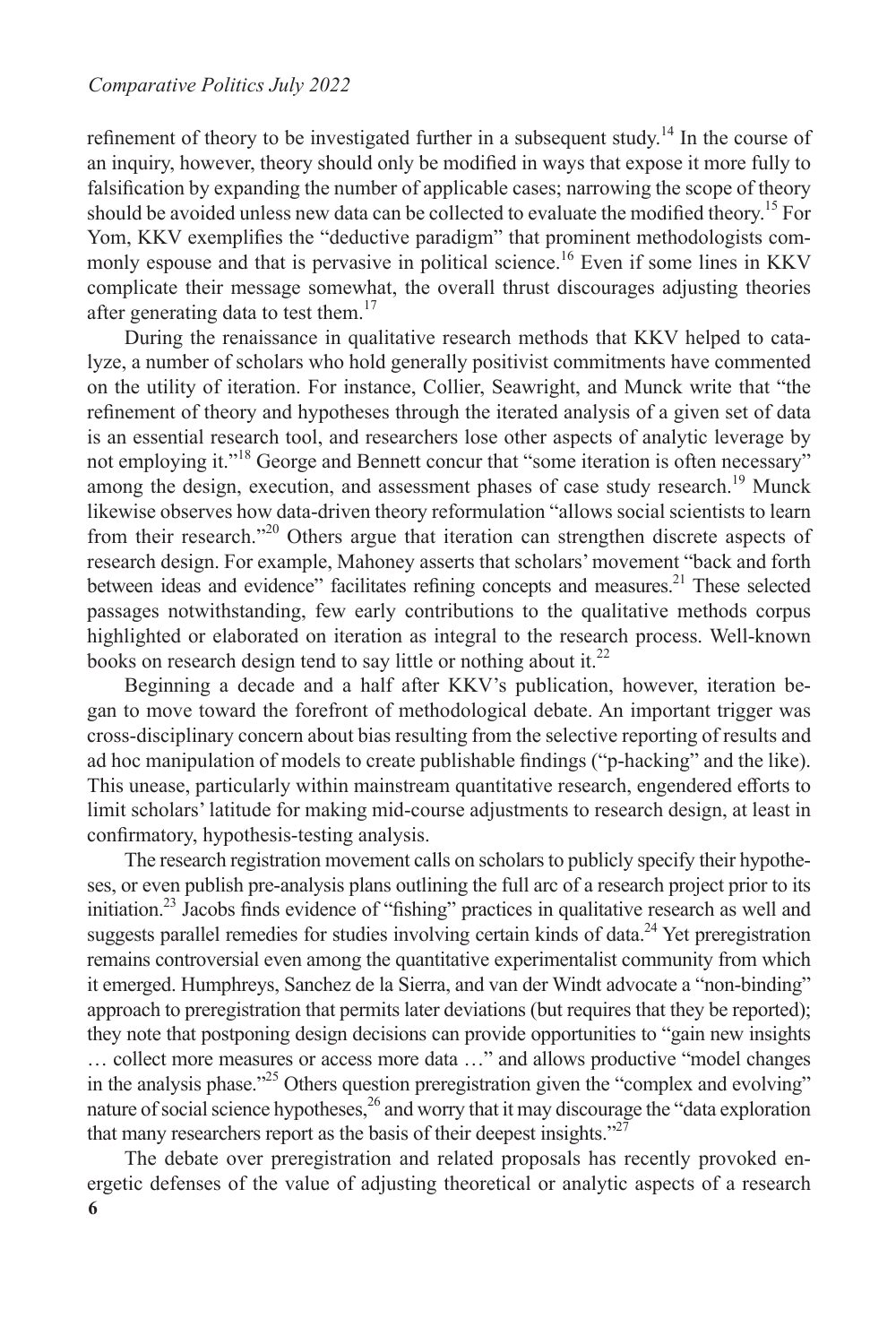refinement of theory to be investigated further in a subsequent study.[14] In the course of an inquiry, however, theory should only be modified in ways that expose it more fully to falsification by expanding the number of applicable cases; narrowing the scope of theory should be avoided unless new data can be collected to evaluate the modified theory.[15] For Yom, KKV exemplifies the "deductive paradigm" that prominent methodologists commonly espouse and that is pervasive in political science.[16] Even if some lines in KKV complicate their message somewhat, the overall thrust discourages adjusting theories after generating data to test them.[17]

During the renaissance in qualitative research methods that KKV helped to catalyze, a number of scholars who hold generally positivist commitments have commented on the utility of iteration. For instance, Collier, Seawright, and Munck write that "the refinement of theory and hypotheses through the iterated analysis of a given set of data is an essential research tool, and researchers lose other aspects of analytic leverage by not employing it."[18] George and Bennett concur that "some iteration is often necessary" among the design, execution, and assessment phases of case study research.[19] Munck likewise observes how data-driven theory reformulation "allows social scientists to learn from their research."[20] Others argue that iteration can strengthen discrete aspects of research design. For example, Mahoney asserts that scholars' movement "back and forth between ideas and evidence" facilitates refining concepts and measures.[21] These selected passages notwithstanding, few early contributions to the qualitative methods corpus highlighted or elaborated on iteration as integral to the research process. Well-known books on research design tend to say little or nothing about it.[22]

Beginning a decade and a half after KKV's publication, however, iteration began to move toward the forefront of methodological debate. An important trigger was cross-disciplinary concern about bias resulting from the selective reporting of results and ad hoc manipulation of models to create publishable findings ("p-hacking" and the like). This unease, particularly within mainstream quantitative research, engendered efforts to limit scholars' latitude for making mid-course adjustments to research design, at least in confirmatory, hypothesis-testing analysis.

The research registration movement calls on scholars to publicly specify their hypotheses, or even publish pre-analysis plans outlining the full arc of a research project prior to its initiation.[23] Jacobs finds evidence of "fishing" practices in qualitative research as well and suggests parallel remedies for studies involving certain kinds of data.[24] Yet preregistration remains controversial even among the quantitative experimentalist community from which it emerged. Humphreys, Sanchez de la Sierra, and van der Windt advocate a "non-binding" approach to preregistration that permits later deviations (but requires that they be reported); they note that postponing design decisions can provide opportunities to "gain new insights … collect more measures or access more data …" and allows productive "model changes in the analysis phase."[25] Others question preregistration given the "complex and evolving" nature of social science hypotheses,[26] and worry that it may discourage the "data exploration that many researchers report as the basis of their deepest insights."[27]

The debate over preregistration and related proposals has recently provoked energetic defenses of the value of adjusting theoretical or analytic aspects of a research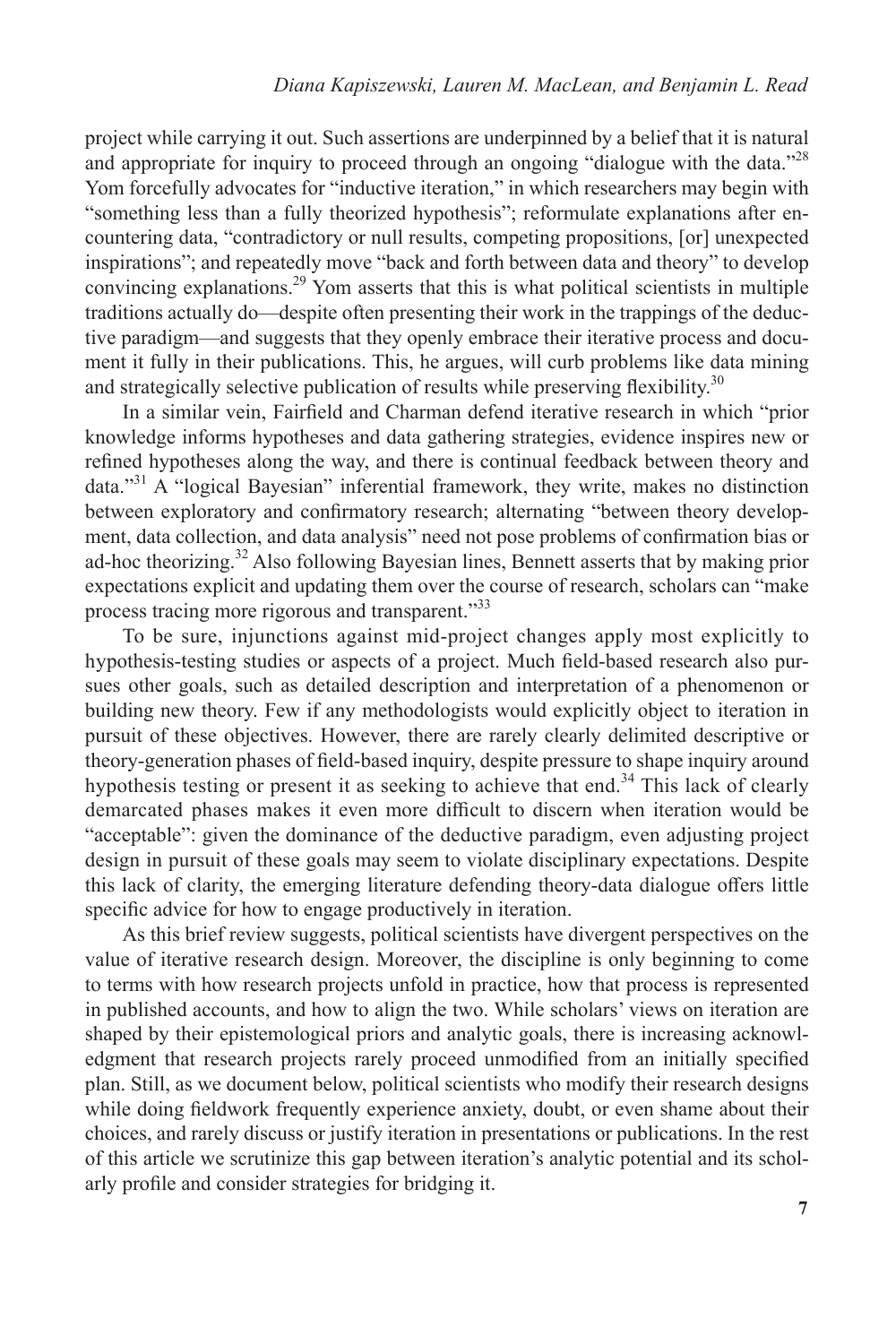project while carrying it out. Such assertions are underpinned by a belief that it is natural and appropriate for inquiry to proceed through an ongoing "dialogue with the data."[28] Yom forcefully advocates for "inductive iteration," in which researchers may begin with "something less than a fully theorized hypothesis"; reformulate explanations after encountering data, "contradictory or null results, competing propositions, [or] unexpected inspirations"; and repeatedly move "back and forth between data and theory" to develop convincing explanations.[29] Yom asserts that this is what political scientists in multiple traditions actually do—despite often presenting their work in the trappings of the deductive paradigm—and suggests that they openly embrace their iterative process and document it fully in their publications. This, he argues, will curb problems like data mining and strategically selective publication of results while preserving flexibility.[30]

In a similar vein, Fairfield and Charman defend iterative research in which "prior knowledge informs hypotheses and data gathering strategies, evidence inspires new or refined hypotheses along the way, and there is continual feedback between theory and data."[31] A "logical Bayesian" inferential framework, they write, makes no distinction between exploratory and confirmatory research; alternating "between theory development, data collection, and data analysis" need not pose problems of confirmation bias or ad-hoc theorizing.[32] Also following Bayesian lines, Bennett asserts that by making prior expectations explicit and updating them over the course of research, scholars can "make process tracing more rigorous and transparent."[33]

To be sure, injunctions against mid-project changes apply most explicitly to hypothesis-testing studies or aspects of a project. Much field-based research also pursues other goals, such as detailed description and interpretation of a phenomenon or building new theory. Few if any methodologists would explicitly object to iteration in pursuit of these objectives. However, there are rarely clearly delimited descriptive or theory-generation phases of field-based inquiry, despite pressure to shape inquiry around hypothesis testing or present it as seeking to achieve that end.[34] This lack of clearly demarcated phases makes it even more difficult to discern when iteration would be "acceptable": given the dominance of the deductive paradigm, even adjusting project design in pursuit of these goals may seem to violate disciplinary expectations. Despite this lack of clarity, the emerging literature defending theory-data dialogue offers little specific advice for how to engage productively in iteration.

As this brief review suggests, political scientists have divergent perspectives on the value of iterative research design. Moreover, the discipline is only beginning to come to terms with how research projects unfold in practice, how that process is represented in published accounts, and how to align the two. While scholars' views on iteration are shaped by their epistemological priors and analytic goals, there is increasing acknowledgment that research projects rarely proceed unmodified from an initially specified plan. Still, as we document below, political scientists who modify their research designs while doing fieldwork frequently experience anxiety, doubt, or even shame about their choices, and rarely discuss or justify iteration in presentations or publications. In the rest of this article we scrutinize this gap between iteration's analytic potential and its scholarly profile and consider strategies for bridging it.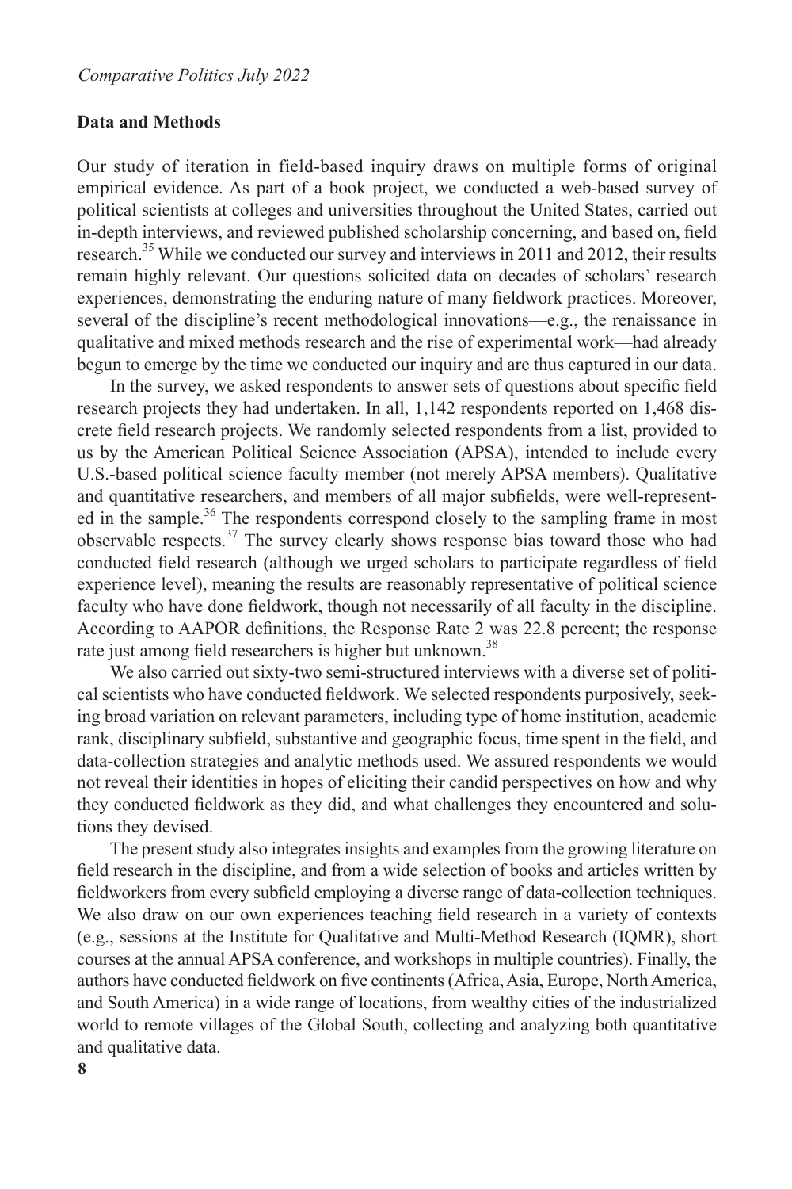## Data and Methods

Our study of iteration in field-based inquiry draws on multiple forms of original empirical evidence. As part of a book project, we conducted a web-based survey of political scientists at colleges and universities throughout the United States, carried out in-depth interviews, and reviewed published scholarship concerning, and based on, field research.[35] While we conducted our survey and interviews in 2011 and 2012, their results remain highly relevant. Our questions solicited data on decades of scholars' research experiences, demonstrating the enduring nature of many fieldwork practices. Moreover, several of the discipline's recent methodological innovations—e.g., the renaissance in qualitative and mixed methods research and the rise of experimental work—had already begun to emerge by the time we conducted our inquiry and are thus captured in our data.

In the survey, we asked respondents to answer sets of questions about specific field research projects they had undertaken. In all, 1,142 respondents reported on 1,468 discrete field research projects. We randomly selected respondents from a list, provided to us by the American Political Science Association (APSA), intended to include every U.S.-based political science faculty member (not merely APSA members). Qualitative and quantitative researchers, and members of all major subfields, were well-represented in the sample.[36] The respondents correspond closely to the sampling frame in most observable respects.[37] The survey clearly shows response bias toward those who had conducted field research (although we urged scholars to participate regardless of field experience level), meaning the results are reasonably representative of political science faculty who have done fieldwork, though not necessarily of all faculty in the discipline. According to AAPOR definitions, the Response Rate 2 was 22.8 percent; the response rate just among field researchers is higher but unknown.[38]

We also carried out sixty-two semi-structured interviews with a diverse set of political scientists who have conducted fieldwork. We selected respondents purposively, seeking broad variation on relevant parameters, including type of home institution, academic rank, disciplinary subfield, substantive and geographic focus, time spent in the field, and data-collection strategies and analytic methods used. We assured respondents we would not reveal their identities in hopes of eliciting their candid perspectives on how and why they conducted fieldwork as they did, and what challenges they encountered and solutions they devised.

The present study also integrates insights and examples from the growing literature on field research in the discipline, and from a wide selection of books and articles written by fieldworkers from every subfield employing a diverse range of data-collection techniques. We also draw on our own experiences teaching field research in a variety of contexts (e.g., sessions at the Institute for Qualitative and Multi-Method Research (IQMR), short courses at the annual APSA conference, and workshops in multiple countries). Finally, the authors have conducted fieldwork on five continents (Africa, Asia, Europe, North America, and South America) in a wide range of locations, from wealthy cities of the industrialized world to remote villages of the Global South, collecting and analyzing both quantitative and qualitative data.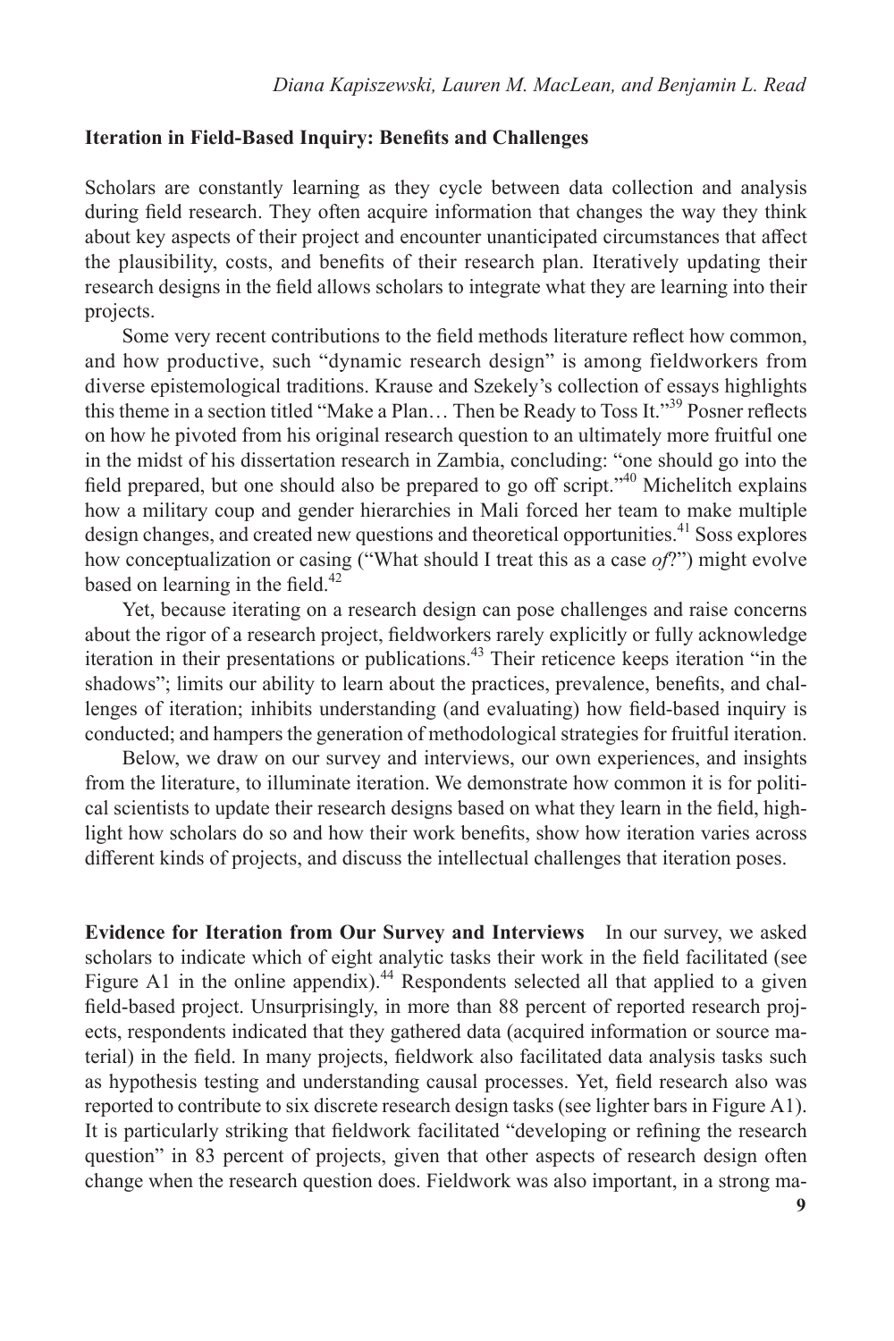### Iteration in Field-Based Inquiry: Benefits and Challenges

Scholars are constantly learning as they cycle between data collection and analysis during field research. They often acquire information that changes the way they think about key aspects of their project and encounter unanticipated circumstances that affect the plausibility, costs, and benefits of their research plan. Iteratively updating their research designs in the field allows scholars to integrate what they are learning into their projects.

Some very recent contributions to the field methods literature reflect how common, and how productive, such "dynamic research design" is among fieldworkers from diverse epistemological traditions. Krause and Szekely's collection of essays highlights this theme in a section titled "Make a Plan… Then be Ready to Toss It."[39] Posner reflects on how he pivoted from his original research question to an ultimately more fruitful one in the midst of his dissertation research in Zambia, concluding: "one should go into the field prepared, but one should also be prepared to go off script."[40] Michelitch explains how a military coup and gender hierarchies in Mali forced her team to make multiple design changes, and created new questions and theoretical opportunities.[41] Soss explores how conceptualization or casing ("What should I treat this as a case *of*?") might evolve based on learning in the field.[42]

Yet, because iterating on a research design can pose challenges and raise concerns about the rigor of a research project, fieldworkers rarely explicitly or fully acknowledge iteration in their presentations or publications.[43] Their reticence keeps iteration "in the shadows"; limits our ability to learn about the practices, prevalence, benefits, and challenges of iteration; inhibits understanding (and evaluating) how field-based inquiry is conducted; and hampers the generation of methodological strategies for fruitful iteration.

Below, we draw on our survey and interviews, our own experiences, and insights from the literature, to illuminate iteration. We demonstrate how common it is for political scientists to update their research designs based on what they learn in the field, highlight how scholars do so and how their work benefits, show how iteration varies across different kinds of projects, and discuss the intellectual challenges that iteration poses.

**Evidence for Iteration from Our Survey and Interviews** In our survey, we asked scholars to indicate which of eight analytic tasks their work in the field facilitated (see Figure A1 in the online appendix).[44] Respondents selected all that applied to a given field-based project. Unsurprisingly, in more than 88 percent of reported research projects, respondents indicated that they gathered data (acquired information or source material) in the field. In many projects, fieldwork also facilitated data analysis tasks such as hypothesis testing and understanding causal processes. Yet, field research also was reported to contribute to six discrete research design tasks (see lighter bars in Figure A1). It is particularly striking that fieldwork facilitated "developing or refining the research question" in 83 percent of projects, given that other aspects of research design often change when the research question does. Fieldwork was also important, in a strong ma-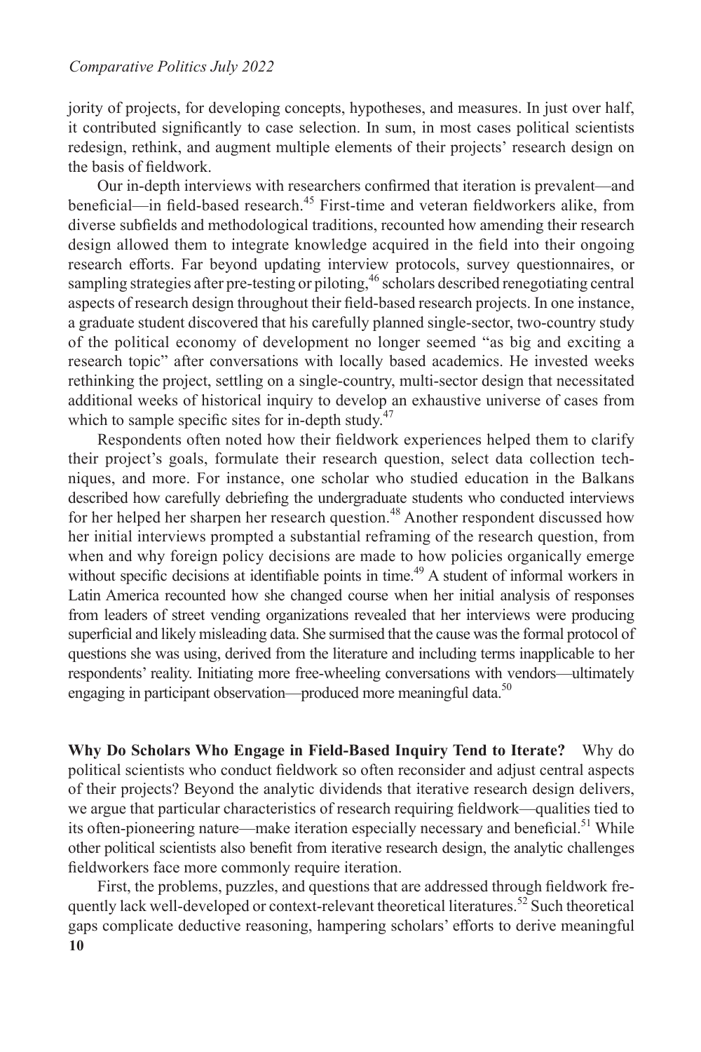jority of projects, for developing concepts, hypotheses, and measures. In just over half, it contributed significantly to case selection. In sum, in most cases political scientists redesign, rethink, and augment multiple elements of their projects' research design on the basis of fieldwork.

Our in-depth interviews with researchers confirmed that iteration is prevalent—and beneficial—in field-based research.[45] First-time and veteran fieldworkers alike, from diverse subfields and methodological traditions, recounted how amending their research design allowed them to integrate knowledge acquired in the field into their ongoing research efforts. Far beyond updating interview protocols, survey questionnaires, or sampling strategies after pre-testing or piloting,[46] scholars described renegotiating central aspects of research design throughout their field-based research projects. In one instance, a graduate student discovered that his carefully planned single-sector, two-country study of the political economy of development no longer seemed "as big and exciting a research topic" after conversations with locally based academics. He invested weeks rethinking the project, settling on a single-country, multi-sector design that necessitated additional weeks of historical inquiry to develop an exhaustive universe of cases from which to sample specific sites for in-depth study.[47]

Respondents often noted how their fieldwork experiences helped them to clarify their project's goals, formulate their research question, select data collection techniques, and more. For instance, one scholar who studied education in the Balkans described how carefully debriefing the undergraduate students who conducted interviews for her helped her sharpen her research question.[48] Another respondent discussed how her initial interviews prompted a substantial reframing of the research question, from when and why foreign policy decisions are made to how policies organically emerge without specific decisions at identifiable points in time.[49] A student of informal workers in Latin America recounted how she changed course when her initial analysis of responses from leaders of street vending organizations revealed that her interviews were producing superficial and likely misleading data. She surmised that the cause was the formal protocol of questions she was using, derived from the literature and including terms inapplicable to her respondents' reality. Initiating more free-wheeling conversations with vendors—ultimately engaging in participant observation—produced more meaningful data.[50]

**Why Do Scholars Who Engage in Field-Based Inquiry Tend to Iterate?** Why do political scientists who conduct fieldwork so often reconsider and adjust central aspects of their projects? Beyond the analytic dividends that iterative research design delivers, we argue that particular characteristics of research requiring fieldwork—qualities tied to its often-pioneering nature—make iteration especially necessary and beneficial.[51] While other political scientists also benefit from iterative research design, the analytic challenges fieldworkers face more commonly require iteration.

First, the problems, puzzles, and questions that are addressed through fieldwork frequently lack well-developed or context-relevant theoretical literatures.[52] Such theoretical gaps complicate deductive reasoning, hampering scholars' efforts to derive meaningful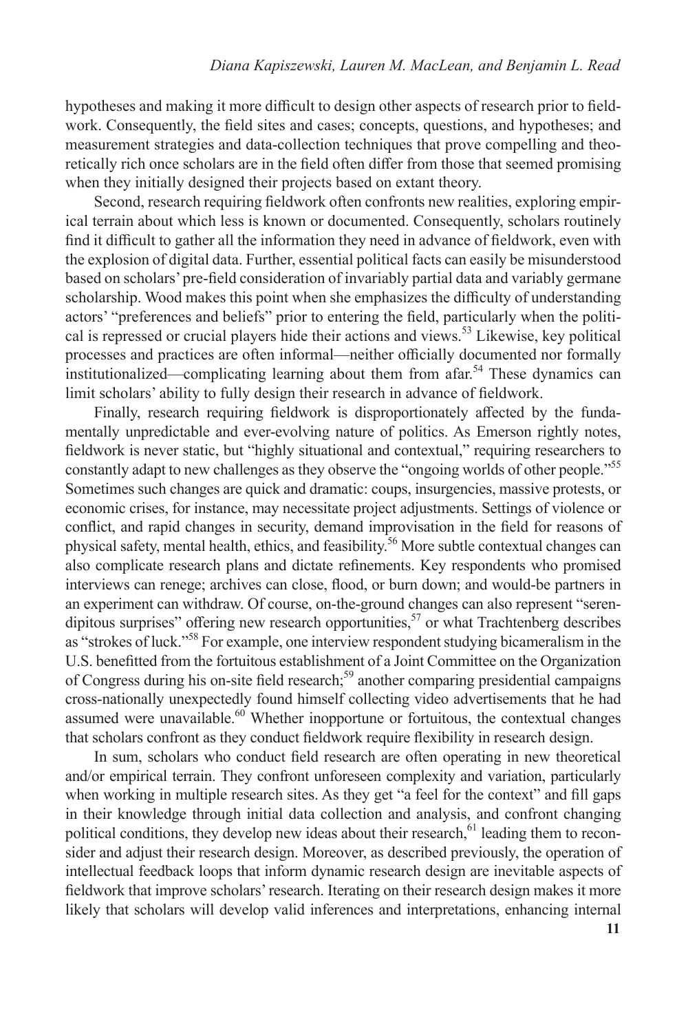hypotheses and making it more difficult to design other aspects of research prior to fieldwork. Consequently, the field sites and cases; concepts, questions, and hypotheses; and measurement strategies and data-collection techniques that prove compelling and theoretically rich once scholars are in the field often differ from those that seemed promising when they initially designed their projects based on extant theory.

Second, research requiring fieldwork often confronts new realities, exploring empirical terrain about which less is known or documented. Consequently, scholars routinely find it difficult to gather all the information they need in advance of fieldwork, even with the explosion of digital data. Further, essential political facts can easily be misunderstood based on scholars' pre-field consideration of invariably partial data and variably germane scholarship. Wood makes this point when she emphasizes the difficulty of understanding actors' "preferences and beliefs" prior to entering the field, particularly when the political is repressed or crucial players hide their actions and views.[53] Likewise, key political processes and practices are often informal—neither officially documented nor formally institutionalized—complicating learning about them from afar.[54] These dynamics can limit scholars' ability to fully design their research in advance of fieldwork.

Finally, research requiring fieldwork is disproportionately affected by the fundamentally unpredictable and ever-evolving nature of politics. As Emerson rightly notes, fieldwork is never static, but "highly situational and contextual," requiring researchers to constantly adapt to new challenges as they observe the "ongoing worlds of other people."[55] Sometimes such changes are quick and dramatic: coups, insurgencies, massive protests, or economic crises, for instance, may necessitate project adjustments. Settings of violence or conflict, and rapid changes in security, demand improvisation in the field for reasons of physical safety, mental health, ethics, and feasibility.[56] More subtle contextual changes can also complicate research plans and dictate refinements. Key respondents who promised interviews can renege; archives can close, flood, or burn down; and would-be partners in an experiment can withdraw. Of course, on-the-ground changes can also represent "serendipitous surprises" offering new research opportunities,[57] or what Trachtenberg describes as "strokes of luck."[58] For example, one interview respondent studying bicameralism in the U.S. benefitted from the fortuitous establishment of a Joint Committee on the Organization of Congress during his on-site field research;[59] another comparing presidential campaigns cross-nationally unexpectedly found himself collecting video advertisements that he had assumed were unavailable.[60] Whether inopportune or fortuitous, the contextual changes that scholars confront as they conduct fieldwork require flexibility in research design.

In sum, scholars who conduct field research are often operating in new theoretical and/or empirical terrain. They confront unforeseen complexity and variation, particularly when working in multiple research sites. As they get "a feel for the context" and fill gaps in their knowledge through initial data collection and analysis, and confront changing political conditions, they develop new ideas about their research,[61] leading them to reconsider and adjust their research design. Moreover, as described previously, the operation of intellectual feedback loops that inform dynamic research design are inevitable aspects of fieldwork that improve scholars' research. Iterating on their research design makes it more likely that scholars will develop valid inferences and interpretations, enhancing internal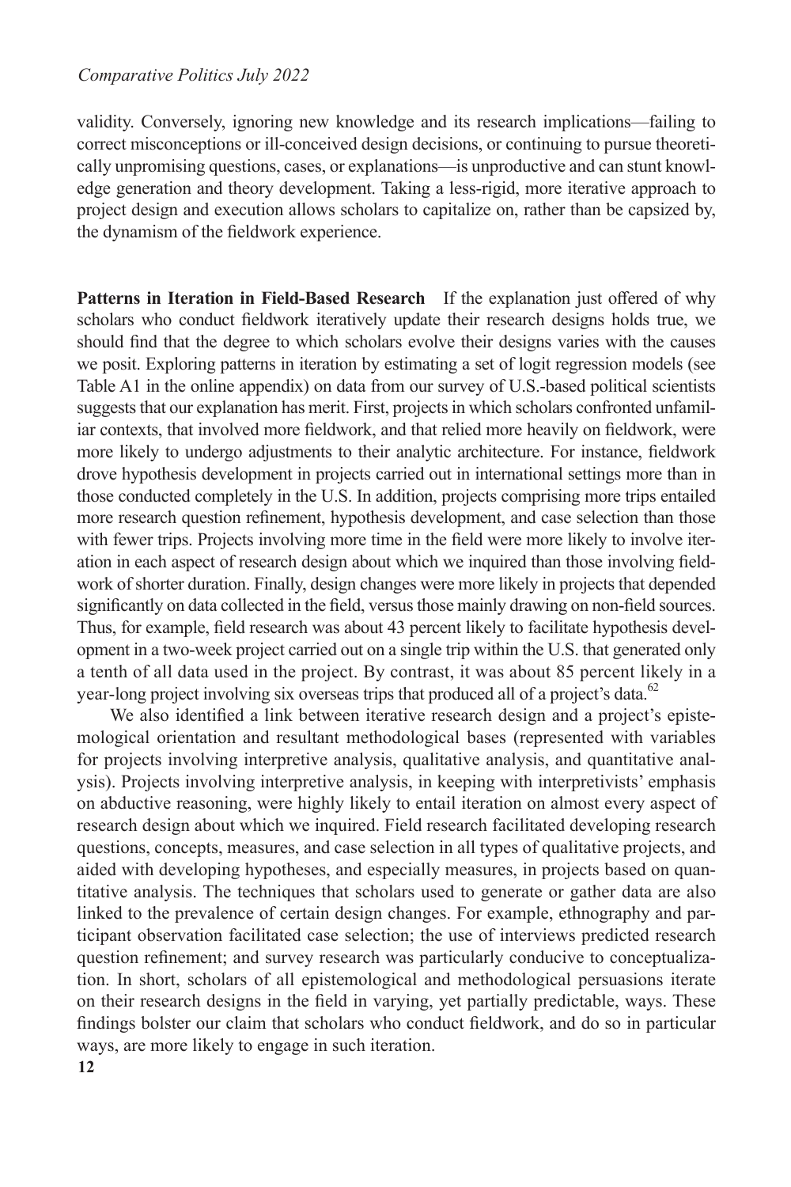validity. Conversely, ignoring new knowledge and its research implications—failing to correct misconceptions or ill-conceived design decisions, or continuing to pursue theoretically unpromising questions, cases, or explanations—is unproductive and can stunt knowledge generation and theory development. Taking a less-rigid, more iterative approach to project design and execution allows scholars to capitalize on, rather than be capsized by, the dynamism of the fieldwork experience.

**Patterns in Iteration in Field-Based Research** If the explanation just offered of why scholars who conduct fieldwork iteratively update their research designs holds true, we should find that the degree to which scholars evolve their designs varies with the causes we posit. Exploring patterns in iteration by estimating a set of logit regression models (see Table A1 in the online appendix) on data from our survey of U.S.-based political scientists suggests that our explanation has merit. First, projects in which scholars confronted unfamiliar contexts, that involved more fieldwork, and that relied more heavily on fieldwork, were more likely to undergo adjustments to their analytic architecture. For instance, fieldwork drove hypothesis development in projects carried out in international settings more than in those conducted completely in the U.S. In addition, projects comprising more trips entailed more research question refinement, hypothesis development, and case selection than those with fewer trips. Projects involving more time in the field were more likely to involve iteration in each aspect of research design about which we inquired than those involving fieldwork of shorter duration. Finally, design changes were more likely in projects that depended significantly on data collected in the field, versus those mainly drawing on non-field sources. Thus, for example, field research was about 43 percent likely to facilitate hypothesis development in a two-week project carried out on a single trip within the U.S. that generated only a tenth of all data used in the project. By contrast, it was about 85 percent likely in a year-long project involving six overseas trips that produced all of a project's data.[62]

We also identified a link between iterative research design and a project's epistemological orientation and resultant methodological bases (represented with variables for projects involving interpretive analysis, qualitative analysis, and quantitative analysis). Projects involving interpretive analysis, in keeping with interpretivists' emphasis on abductive reasoning, were highly likely to entail iteration on almost every aspect of research design about which we inquired. Field research facilitated developing research questions, concepts, measures, and case selection in all types of qualitative projects, and aided with developing hypotheses, and especially measures, in projects based on quantitative analysis. The techniques that scholars used to generate or gather data are also linked to the prevalence of certain design changes. For example, ethnography and participant observation facilitated case selection; the use of interviews predicted research question refinement; and survey research was particularly conducive to conceptualization. In short, scholars of all epistemological and methodological persuasions iterate on their research designs in the field in varying, yet partially predictable, ways. These findings bolster our claim that scholars who conduct fieldwork, and do so in particular ways, are more likely to engage in such iteration.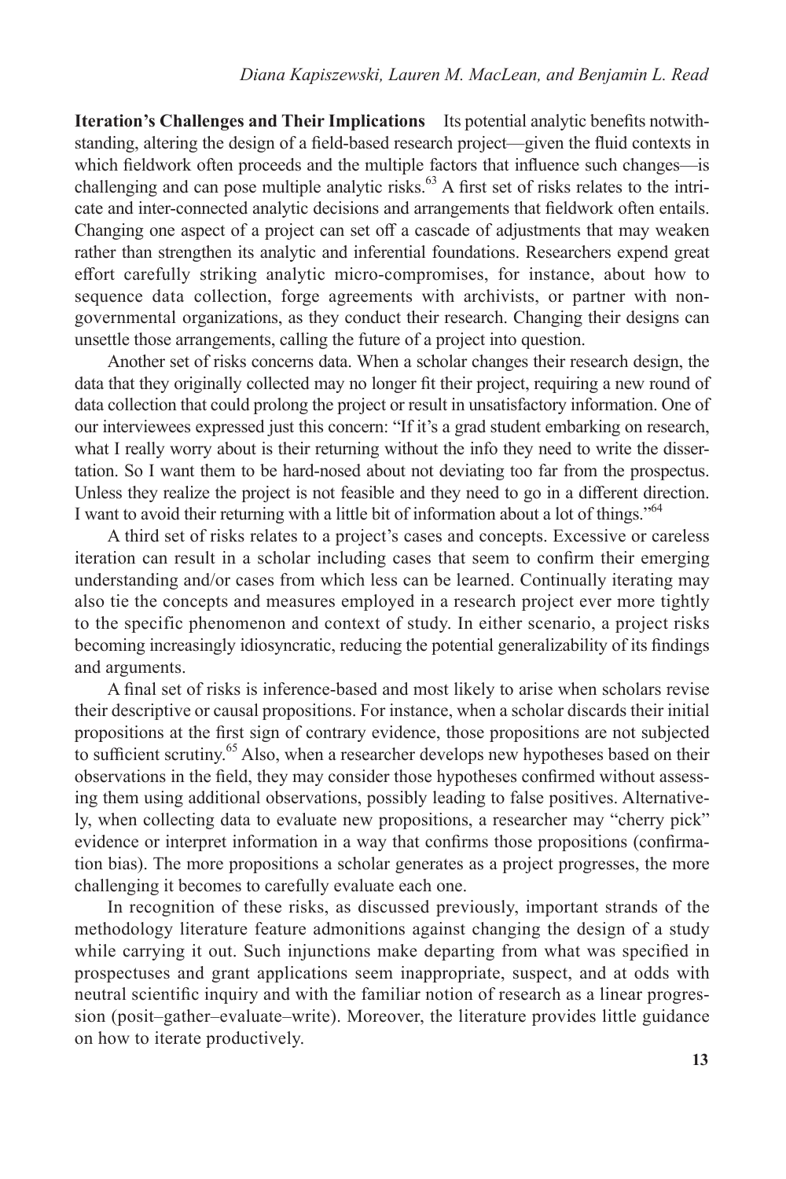**Iteration's Challenges and Their Implications** Its potential analytic benefits notwithstanding, altering the design of a field-based research project—given the fluid contexts in which fieldwork often proceeds and the multiple factors that influence such changes—is challenging and can pose multiple analytic risks.[63] A first set of risks relates to the intricate and inter-connected analytic decisions and arrangements that fieldwork often entails. Changing one aspect of a project can set off a cascade of adjustments that may weaken rather than strengthen its analytic and inferential foundations. Researchers expend great effort carefully striking analytic micro-compromises, for instance, about how to sequence data collection, forge agreements with archivists, or partner with non-governmental organizations, as they conduct their research. Changing their designs can unsettle those arrangements, calling the future of a project into question.

Another set of risks concerns data. When a scholar changes their research design, the data that they originally collected may no longer fit their project, requiring a new round of data collection that could prolong the project or result in unsatisfactory information. One of our interviewees expressed just this concern: "If it's a grad student embarking on research, what I really worry about is their returning without the info they need to write the dissertation. So I want them to be hard-nosed about not deviating too far from the prospectus. Unless they realize the project is not feasible and they need to go in a different direction. I want to avoid their returning with a little bit of information about a lot of things."[64]

A third set of risks relates to a project's cases and concepts. Excessive or careless iteration can result in a scholar including cases that seem to confirm their emerging understanding and/or cases from which less can be learned. Continually iterating may also tie the concepts and measures employed in a research project ever more tightly to the specific phenomenon and context of study. In either scenario, a project risks becoming increasingly idiosyncratic, reducing the potential generalizability of its findings and arguments.

A final set of risks is inference-based and most likely to arise when scholars revise their descriptive or causal propositions. For instance, when a scholar discards their initial propositions at the first sign of contrary evidence, those propositions are not subjected to sufficient scrutiny.[65] Also, when a researcher develops new hypotheses based on their observations in the field, they may consider those hypotheses confirmed without assessing them using additional observations, possibly leading to false positives. Alternatively, when collecting data to evaluate new propositions, a researcher may "cherry pick" evidence or interpret information in a way that confirms those propositions (confirmation bias). The more propositions a scholar generates as a project progresses, the more challenging it becomes to carefully evaluate each one.

In recognition of these risks, as discussed previously, important strands of the methodology literature feature admonitions against changing the design of a study while carrying it out. Such injunctions make departing from what was specified in prospectuses and grant applications seem inappropriate, suspect, and at odds with neutral scientific inquiry and with the familiar notion of research as a linear progression (posit–gather–evaluate–write). Moreover, the literature provides little guidance on how to iterate productively.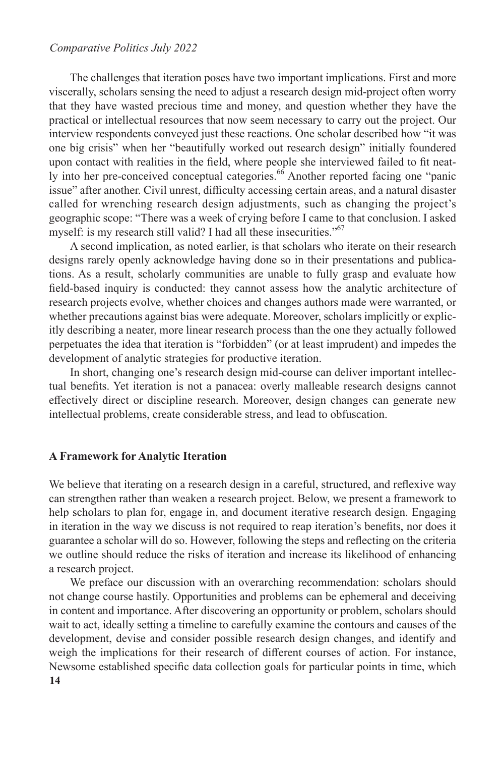The challenges that iteration poses have two important implications. First and more viscerally, scholars sensing the need to adjust a research design mid-project often worry that they have wasted precious time and money, and question whether they have the practical or intellectual resources that now seem necessary to carry out the project. Our interview respondents conveyed just these reactions. One scholar described how "it was one big crisis" when her "beautifully worked out research design" initially foundered upon contact with realities in the field, where people she interviewed failed to fit neatly into her pre-conceived conceptual categories.[66] Another reported facing one "panic issue" after another. Civil unrest, difficulty accessing certain areas, and a natural disaster called for wrenching research design adjustments, such as changing the project's geographic scope: "There was a week of crying before I came to that conclusion. I asked myself: is my research still valid? I had all these insecurities."[67]

A second implication, as noted earlier, is that scholars who iterate on their research designs rarely openly acknowledge having done so in their presentations and publications. As a result, scholarly communities are unable to fully grasp and evaluate how field-based inquiry is conducted: they cannot assess how the analytic architecture of research projects evolve, whether choices and changes authors made were warranted, or whether precautions against bias were adequate. Moreover, scholars implicitly or explicitly describing a neater, more linear research process than the one they actually followed perpetuates the idea that iteration is "forbidden" (or at least imprudent) and impedes the development of analytic strategies for productive iteration.

In short, changing one's research design mid-course can deliver important intellectual benefits. Yet iteration is not a panacea: overly malleable research designs cannot effectively direct or discipline research. Moreover, design changes can generate new intellectual problems, create considerable stress, and lead to obfuscation.

## A Framework for Analytic Iteration

We believe that iterating on a research design in a careful, structured, and reflexive way can strengthen rather than weaken a research project. Below, we present a framework to help scholars to plan for, engage in, and document iterative research design. Engaging in iteration in the way we discuss is not required to reap iteration's benefits, nor does it guarantee a scholar will do so. However, following the steps and reflecting on the criteria we outline should reduce the risks of iteration and increase its likelihood of enhancing a research project.

We preface our discussion with an overarching recommendation: scholars should not change course hastily. Opportunities and problems can be ephemeral and deceiving in content and importance. After discovering an opportunity or problem, scholars should wait to act, ideally setting a timeline to carefully examine the contours and causes of the development, devise and consider possible research design changes, and identify and weigh the implications for their research of different courses of action. For instance, Newsome established specific data collection goals for particular points in time, which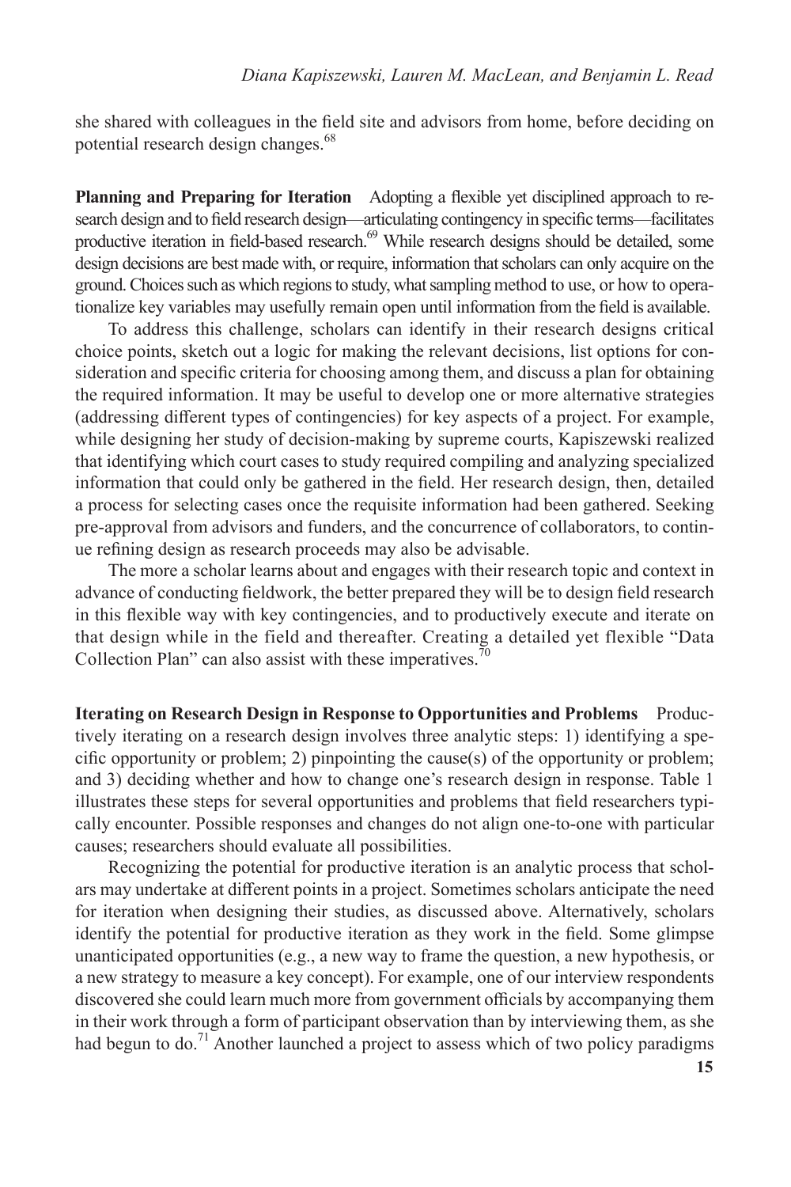she shared with colleagues in the field site and advisors from home, before deciding on potential research design changes.[68]

**Planning and Preparing for Iteration** Adopting a flexible yet disciplined approach to research design and to field research design—articulating contingency in specific terms—facilitates productive iteration in field-based research.[69] While research designs should be detailed, some design decisions are best made with, or require, information that scholars can only acquire on the ground. Choices such as which regions to study, what sampling method to use, or how to operationalize key variables may usefully remain open until information from the field is available.

To address this challenge, scholars can identify in their research designs critical choice points, sketch out a logic for making the relevant decisions, list options for consideration and specific criteria for choosing among them, and discuss a plan for obtaining the required information. It may be useful to develop one or more alternative strategies (addressing different types of contingencies) for key aspects of a project. For example, while designing her study of decision-making by supreme courts, Kapiszewski realized that identifying which court cases to study required compiling and analyzing specialized information that could only be gathered in the field. Her research design, then, detailed a process for selecting cases once the requisite information had been gathered. Seeking pre-approval from advisors and funders, and the concurrence of collaborators, to continue refining design as research proceeds may also be advisable.

The more a scholar learns about and engages with their research topic and context in advance of conducting fieldwork, the better prepared they will be to design field research in this flexible way with key contingencies, and to productively execute and iterate on that design while in the field and thereafter. Creating a detailed yet flexible "Data Collection Plan" can also assist with these imperatives.[70]

**Iterating on Research Design in Response to Opportunities and Problems** Productively iterating on a research design involves three analytic steps: 1) identifying a specific opportunity or problem; 2) pinpointing the cause(s) of the opportunity or problem; and 3) deciding whether and how to change one's research design in response. Table 1 illustrates these steps for several opportunities and problems that field researchers typically encounter. Possible responses and changes do not align one-to-one with particular causes; researchers should evaluate all possibilities.

Recognizing the potential for productive iteration is an analytic process that scholars may undertake at different points in a project. Sometimes scholars anticipate the need for iteration when designing their studies, as discussed above. Alternatively, scholars identify the potential for productive iteration as they work in the field. Some glimpse unanticipated opportunities (e.g., a new way to frame the question, a new hypothesis, or a new strategy to measure a key concept). For example, one of our interview respondents discovered she could learn much more from government officials by accompanying them in their work through a form of participant observation than by interviewing them, as she had begun to do.[71] Another launched a project to assess which of two policy paradigms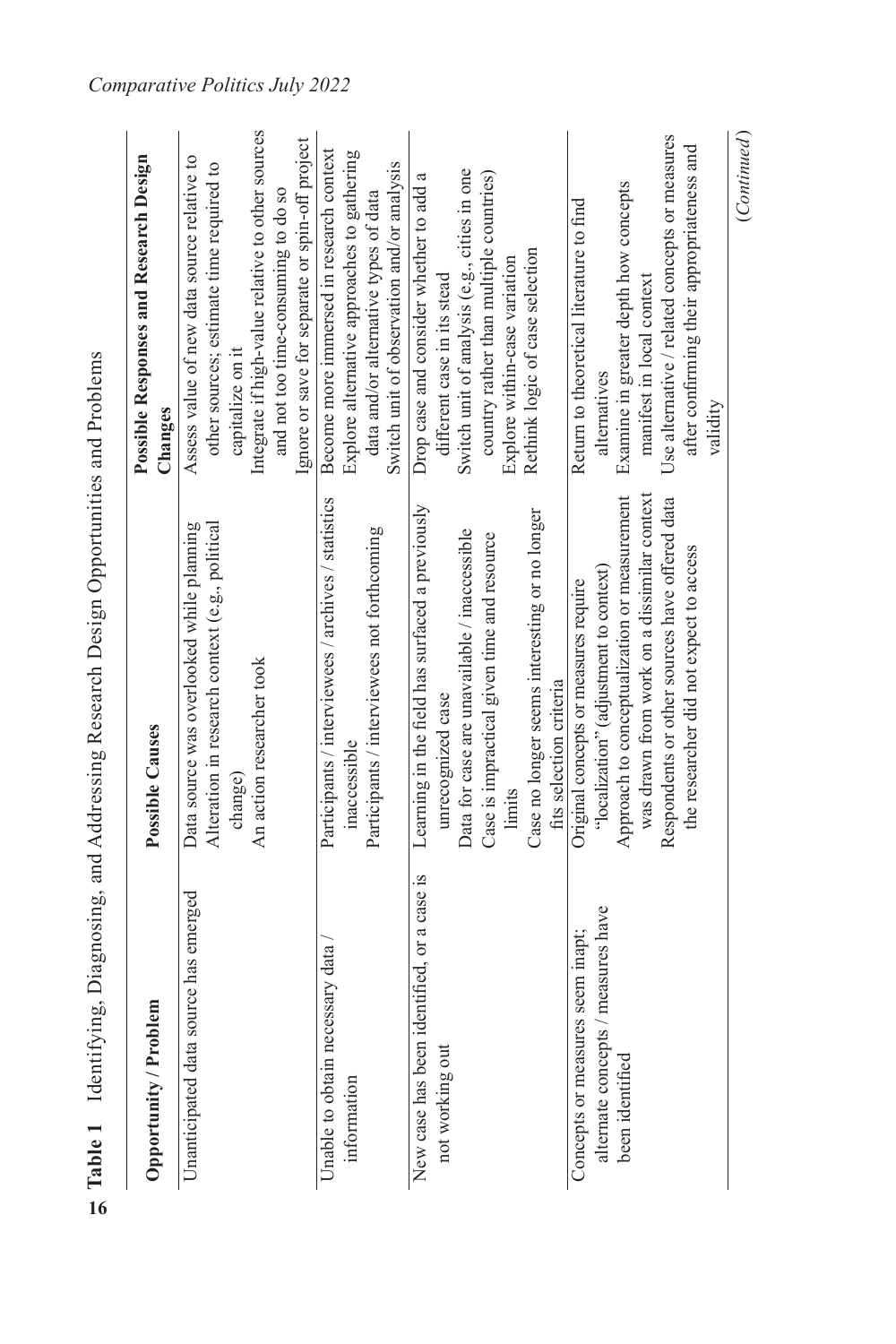**Table 1** Identifying, Diagnosing, and Addressing Research Design Opportunities and Problems

| Opportunity / Problem | Possible Causes | Possible Responses and Research Design Changes |
| --- | --- | --- |
| Unanticipated data source has emerged | Data source was overlooked while planning<br>Alteration in research context (e.g., political change)<br>An action researcher took | Assess value of new data source relative to other sources; estimate time required to capitalize on it<br>Integrate if high-value relative to other sources and not too time-consuming to do so<br>Ignore or save for separate or spin-off project |
| Unable to obtain necessary data / information | Participants / interviewees / archives / statistics inaccessible<br>Participants / interviewees not forthcoming | Become more immersed in research context<br>Explore alternative approaches to gathering data and/or alternative types of data<br>Switch unit of observation and/or analysis |
| New case has been identified, or a case is not working out | Learning in the field has surfaced a previously unrecognized case<br>Data for case are unavailable / inaccessible<br>Case is impractical given time and resource limits<br>Case no longer seems interesting or no longer fits selection criteria | Drop case and consider whether to add a different case in its stead<br>Switch unit of analysis (e.g., cities in one country rather than multiple countries)<br>Explore within-case variation<br>Rethink logic of case selection |
| Concepts or measures seem inapt; alternate concepts / measures have been identified | Original concepts or measures require "localization" (adjustment to context)<br>Approach to conceptualization or measurement was drawn from work on a dissimilar context<br>Respondents or other sources have offered data the researcher did not expect to access | Return to theoretical literature to find alternatives<br>Examine in greater depth how concepts manifest in local context<br>Use alternative / related concepts or measures after confirming their appropriateness and validity |

(*Continued*)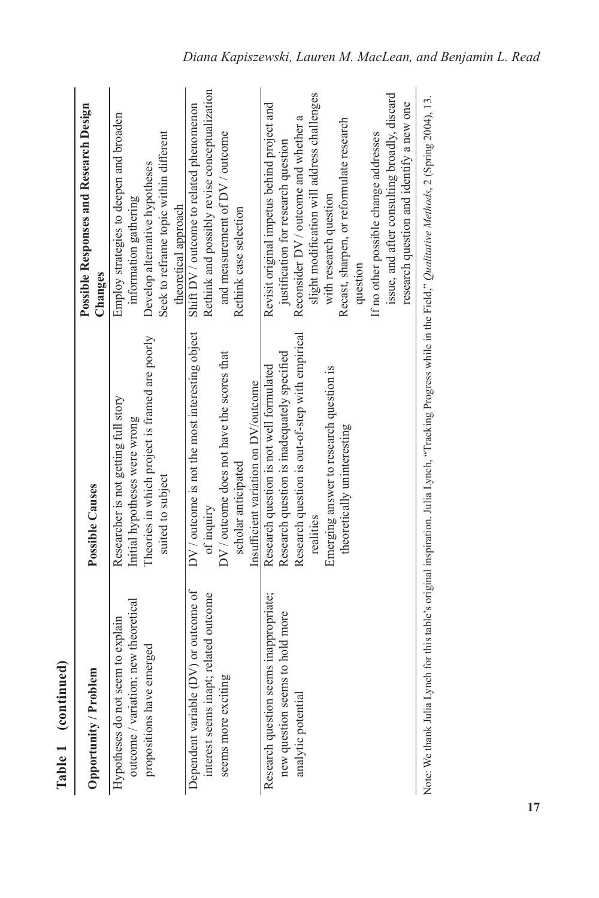**Table 1 (continued)**

| Opportunity / Problem | Possible Causes | Possible Responses and Research Design Changes |
|---|---|---|
| Hypotheses do not seem to explain outcome / variation; new theoretical propositions have emerged | Researcher is not getting full story<br>Initial hypotheses were wrong<br>Theories in which project is framed are poorly suited to subject | Employ strategies to deepen and broaden information gathering<br>Develop alternative hypotheses<br>Seek to reframe topic within different theoretical approach |
| Dependent variable (DV) or outcome of interest seems inapt; related outcome seems more exciting | DV / outcome is not the most interesting object of inquiry<br>DV / outcome does not have the scores that scholar anticipated<br>Insufficient variation on DV/outcome | Shift DV / outcome to related phenomenon<br>Rethink and possibly revise conceptualization and measurement of DV / outcome<br>Rethink case selection |
| Research question seems inappropriate; new question seems to hold more analytic potential | Research question is not well formulated<br>Research question is inadequately specified<br>Research question is out-of-step with empirical realities<br>Emerging answer to research question is theoretically uninteresting | Revisit original impetus behind project and justification for research question<br>Reconsider DV / outcome and whether a slight modification will address challenges with research question<br>Recast, sharpen, or reformulate research question<br>If no other possible change addresses issue, and after consulting broadly, discard research question and identify a new one |

Note: We thank Julia Lynch for this table's original inspiration. Julia Lynch, "Tracking Progress while in the Field," *Qualitative Methods*, 2 (Spring 2004), 13.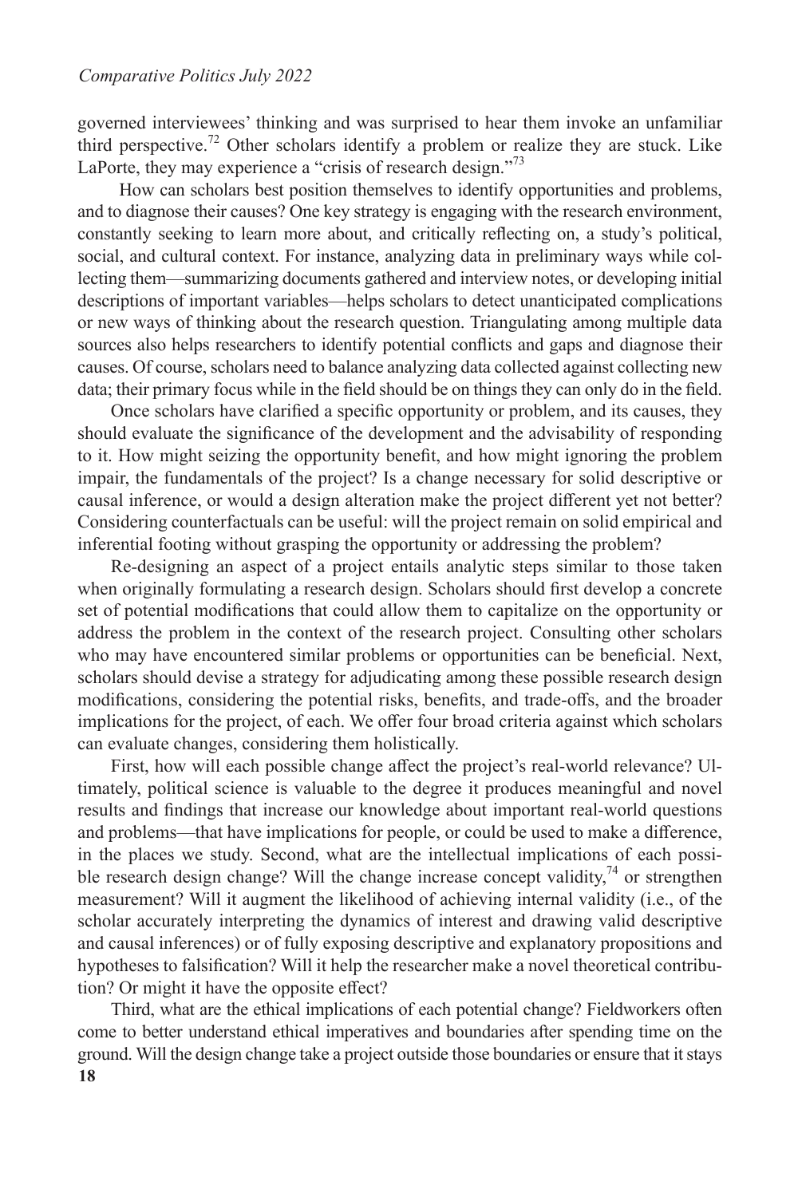governed interviewees' thinking and was surprised to hear them invoke an unfamiliar third perspective.[72] Other scholars identify a problem or realize they are stuck. Like LaPorte, they may experience a "crisis of research design."[73]

How can scholars best position themselves to identify opportunities and problems, and to diagnose their causes? One key strategy is engaging with the research environment, constantly seeking to learn more about, and critically reflecting on, a study's political, social, and cultural context. For instance, analyzing data in preliminary ways while collecting them—summarizing documents gathered and interview notes, or developing initial descriptions of important variables—helps scholars to detect unanticipated complications or new ways of thinking about the research question. Triangulating among multiple data sources also helps researchers to identify potential conflicts and gaps and diagnose their causes. Of course, scholars need to balance analyzing data collected against collecting new data; their primary focus while in the field should be on things they can only do in the field.

Once scholars have clarified a specific opportunity or problem, and its causes, they should evaluate the significance of the development and the advisability of responding to it. How might seizing the opportunity benefit, and how might ignoring the problem impair, the fundamentals of the project? Is a change necessary for solid descriptive or causal inference, or would a design alteration make the project different yet not better? Considering counterfactuals can be useful: will the project remain on solid empirical and inferential footing without grasping the opportunity or addressing the problem?

Re-designing an aspect of a project entails analytic steps similar to those taken when originally formulating a research design. Scholars should first develop a concrete set of potential modifications that could allow them to capitalize on the opportunity or address the problem in the context of the research project. Consulting other scholars who may have encountered similar problems or opportunities can be beneficial. Next, scholars should devise a strategy for adjudicating among these possible research design modifications, considering the potential risks, benefits, and trade-offs, and the broader implications for the project, of each. We offer four broad criteria against which scholars can evaluate changes, considering them holistically.

First, how will each possible change affect the project's real-world relevance? Ultimately, political science is valuable to the degree it produces meaningful and novel results and findings that increase our knowledge about important real-world questions and problems—that have implications for people, or could be used to make a difference, in the places we study. Second, what are the intellectual implications of each possible research design change? Will the change increase concept validity,[74] or strengthen measurement? Will it augment the likelihood of achieving internal validity (i.e., of the scholar accurately interpreting the dynamics of interest and drawing valid descriptive and causal inferences) or of fully exposing descriptive and explanatory propositions and hypotheses to falsification? Will it help the researcher make a novel theoretical contribution? Or might it have the opposite effect?

Third, what are the ethical implications of each potential change? Fieldworkers often come to better understand ethical imperatives and boundaries after spending time on the ground. Will the design change take a project outside those boundaries or ensure that it stays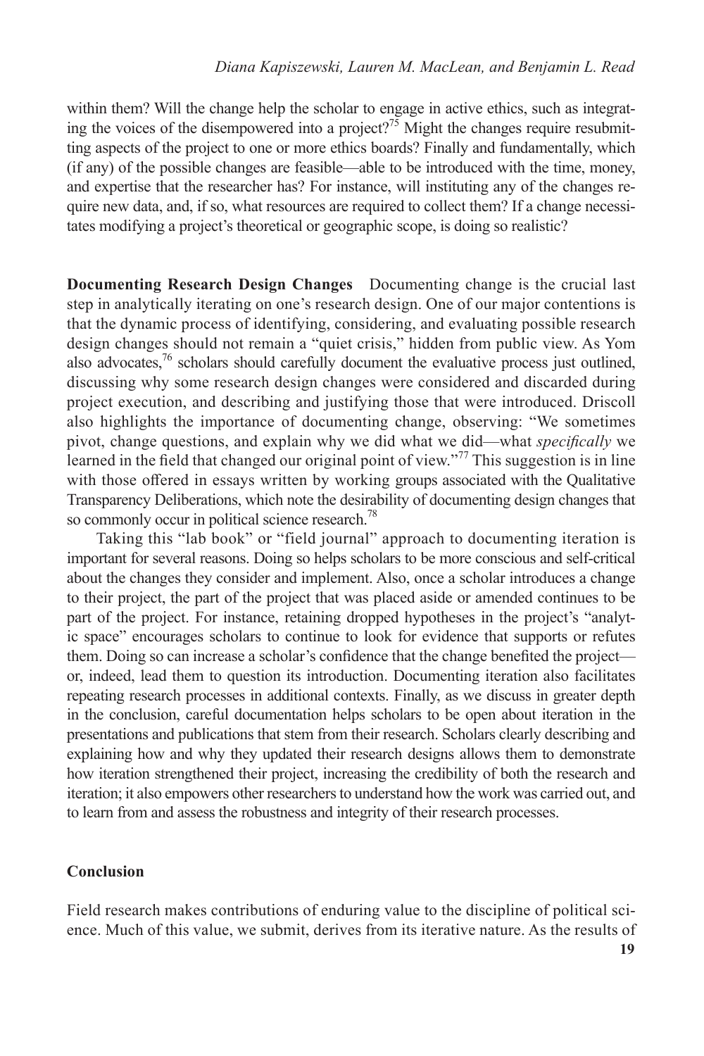within them? Will the change help the scholar to engage in active ethics, such as integrating the voices of the disempowered into a project?[75] Might the changes require resubmitting aspects of the project to one or more ethics boards? Finally and fundamentally, which (if any) of the possible changes are feasible—able to be introduced with the time, money, and expertise that the researcher has? For instance, will instituting any of the changes require new data, and, if so, what resources are required to collect them? If a change necessitates modifying a project's theoretical or geographic scope, is doing so realistic?

**Documenting Research Design Changes** Documenting change is the crucial last step in analytically iterating on one's research design. One of our major contentions is that the dynamic process of identifying, considering, and evaluating possible research design changes should not remain a "quiet crisis," hidden from public view. As Yom also advocates,[76] scholars should carefully document the evaluative process just outlined, discussing why some research design changes were considered and discarded during project execution, and describing and justifying those that were introduced. Driscoll also highlights the importance of documenting change, observing: "We sometimes pivot, change questions, and explain why we did what we did—what *specifically* we learned in the field that changed our original point of view."[77] This suggestion is in line with those offered in essays written by working groups associated with the Qualitative Transparency Deliberations, which note the desirability of documenting design changes that so commonly occur in political science research.[78]

Taking this "lab book" or "field journal" approach to documenting iteration is important for several reasons. Doing so helps scholars to be more conscious and self-critical about the changes they consider and implement. Also, once a scholar introduces a change to their project, the part of the project that was placed aside or amended continues to be part of the project. For instance, retaining dropped hypotheses in the project's "analytic space" encourages scholars to continue to look for evidence that supports or refutes them. Doing so can increase a scholar's confidence that the change benefited the project—or, indeed, lead them to question its introduction. Documenting iteration also facilitates repeating research processes in additional contexts. Finally, as we discuss in greater depth in the conclusion, careful documentation helps scholars to be open about iteration in the presentations and publications that stem from their research. Scholars clearly describing and explaining how and why they updated their research designs allows them to demonstrate how iteration strengthened their project, increasing the credibility of both the research and iteration; it also empowers other researchers to understand how the work was carried out, and to learn from and assess the robustness and integrity of their research processes.

## Conclusion

Field research makes contributions of enduring value to the discipline of political science. Much of this value, we submit, derives from its iterative nature. As the results of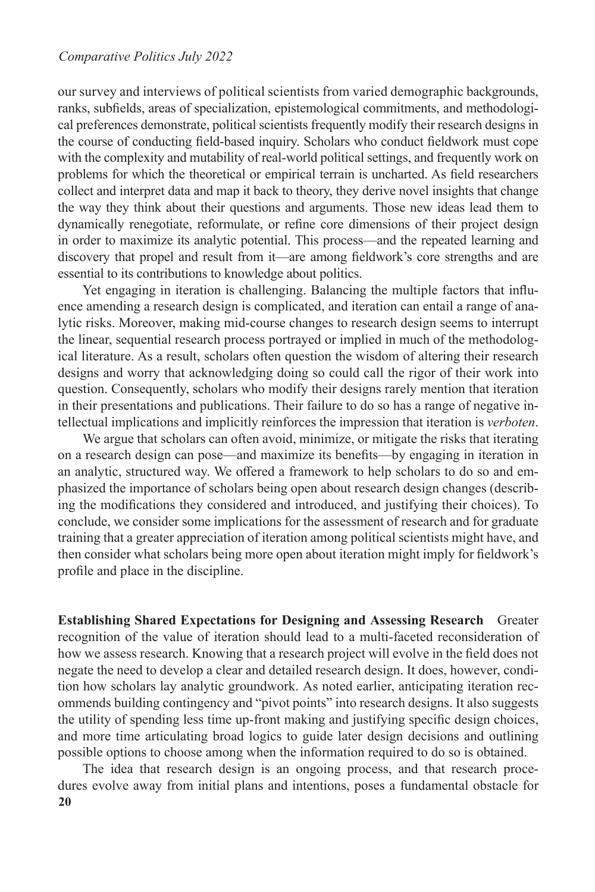our survey and interviews of political scientists from varied demographic backgrounds, ranks, subfields, areas of specialization, epistemological commitments, and methodological preferences demonstrate, political scientists frequently modify their research designs in the course of conducting field-based inquiry. Scholars who conduct fieldwork must cope with the complexity and mutability of real-world political settings, and frequently work on problems for which the theoretical or empirical terrain is uncharted. As field researchers collect and interpret data and map it back to theory, they derive novel insights that change the way they think about their questions and arguments. Those new ideas lead them to dynamically renegotiate, reformulate, or refine core dimensions of their project design in order to maximize its analytic potential. This process—and the repeated learning and discovery that propel and result from it—are among fieldwork's core strengths and are essential to its contributions to knowledge about politics.

Yet engaging in iteration is challenging. Balancing the multiple factors that influence amending a research design is complicated, and iteration can entail a range of analytic risks. Moreover, making mid-course changes to research design seems to interrupt the linear, sequential research process portrayed or implied in much of the methodological literature. As a result, scholars often question the wisdom of altering their research designs and worry that acknowledging doing so could call the rigor of their work into question. Consequently, scholars who modify their designs rarely mention that iteration in their presentations and publications. Their failure to do so has a range of negative intellectual implications and implicitly reinforces the impression that iteration is *verboten*.

We argue that scholars can often avoid, minimize, or mitigate the risks that iterating on a research design can pose—and maximize its benefits—by engaging in iteration in an analytic, structured way. We offered a framework to help scholars to do so and emphasized the importance of scholars being open about research design changes (describing the modifications they considered and introduced, and justifying their choices). To conclude, we consider some implications for the assessment of research and for graduate training that a greater appreciation of iteration among political scientists might have, and then consider what scholars being more open about iteration might imply for fieldwork's profile and place in the discipline.

**Establishing Shared Expectations for Designing and Assessing Research** Greater recognition of the value of iteration should lead to a multi-faceted reconsideration of how we assess research. Knowing that a research project will evolve in the field does not negate the need to develop a clear and detailed research design. It does, however, condition how scholars lay analytic groundwork. As noted earlier, anticipating iteration recommends building contingency and "pivot points" into research designs. It also suggests the utility of spending less time up-front making and justifying specific design choices, and more time articulating broad logics to guide later design decisions and outlining possible options to choose among when the information required to do so is obtained.

The idea that research design is an ongoing process, and that research procedures evolve away from initial plans and intentions, poses a fundamental obstacle for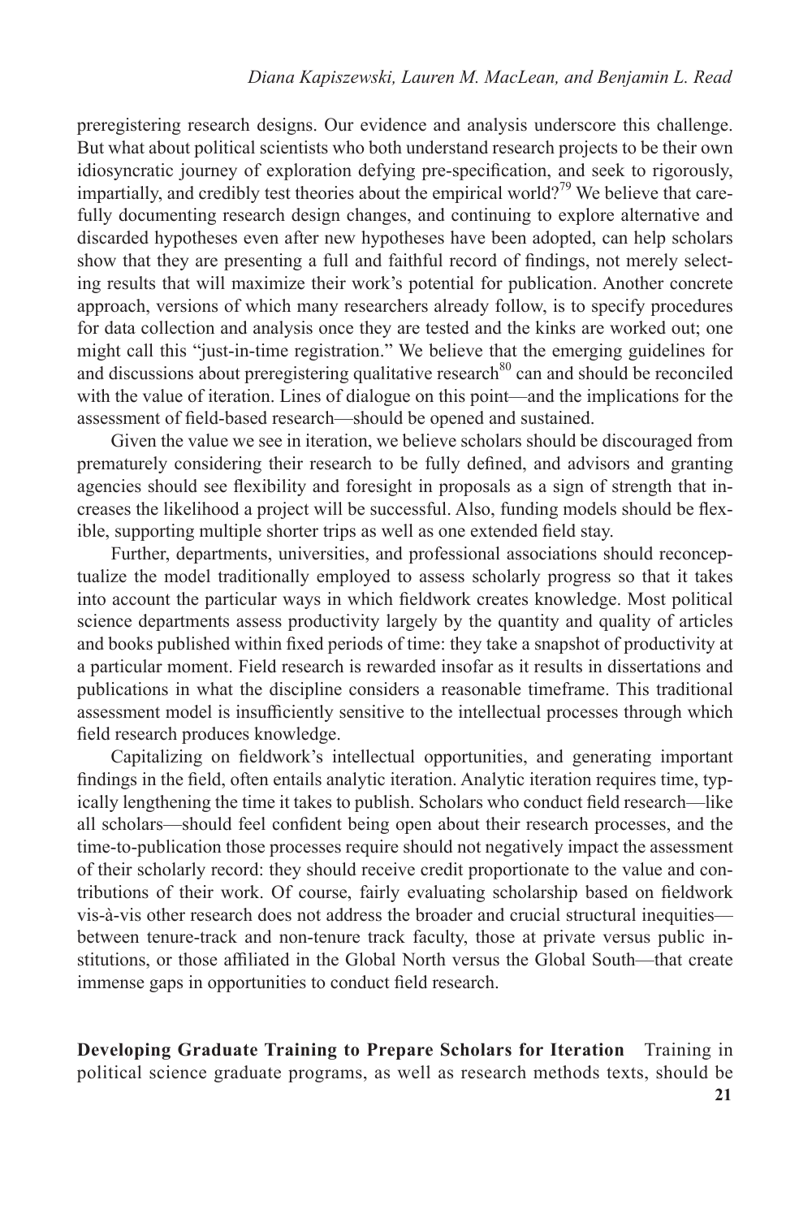preregistering research designs. Our evidence and analysis underscore this challenge. But what about political scientists who both understand research projects to be their own idiosyncratic journey of exploration defying pre-specification, and seek to rigorously, impartially, and credibly test theories about the empirical world?[79] We believe that carefully documenting research design changes, and continuing to explore alternative and discarded hypotheses even after new hypotheses have been adopted, can help scholars show that they are presenting a full and faithful record of findings, not merely selecting results that will maximize their work's potential for publication. Another concrete approach, versions of which many researchers already follow, is to specify procedures for data collection and analysis once they are tested and the kinks are worked out; one might call this "just-in-time registration." We believe that the emerging guidelines for and discussions about preregistering qualitative research[80] can and should be reconciled with the value of iteration. Lines of dialogue on this point—and the implications for the assessment of field-based research—should be opened and sustained.

Given the value we see in iteration, we believe scholars should be discouraged from prematurely considering their research to be fully defined, and advisors and granting agencies should see flexibility and foresight in proposals as a sign of strength that increases the likelihood a project will be successful. Also, funding models should be flexible, supporting multiple shorter trips as well as one extended field stay.

Further, departments, universities, and professional associations should reconceptualize the model traditionally employed to assess scholarly progress so that it takes into account the particular ways in which fieldwork creates knowledge. Most political science departments assess productivity largely by the quantity and quality of articles and books published within fixed periods of time: they take a snapshot of productivity at a particular moment. Field research is rewarded insofar as it results in dissertations and publications in what the discipline considers a reasonable timeframe. This traditional assessment model is insufficiently sensitive to the intellectual processes through which field research produces knowledge.

Capitalizing on fieldwork's intellectual opportunities, and generating important findings in the field, often entails analytic iteration. Analytic iteration requires time, typically lengthening the time it takes to publish. Scholars who conduct field research—like all scholars—should feel confident being open about their research processes, and the time-to-publication those processes require should not negatively impact the assessment of their scholarly record: they should receive credit proportionate to the value and contributions of their work. Of course, fairly evaluating scholarship based on fieldwork vis-à-vis other research does not address the broader and crucial structural inequities—between tenure-track and non-tenure track faculty, those at private versus public institutions, or those affiliated in the Global North versus the Global South—that create immense gaps in opportunities to conduct field research.

**Developing Graduate Training to Prepare Scholars for Iteration** Training in political science graduate programs, as well as research methods texts, should be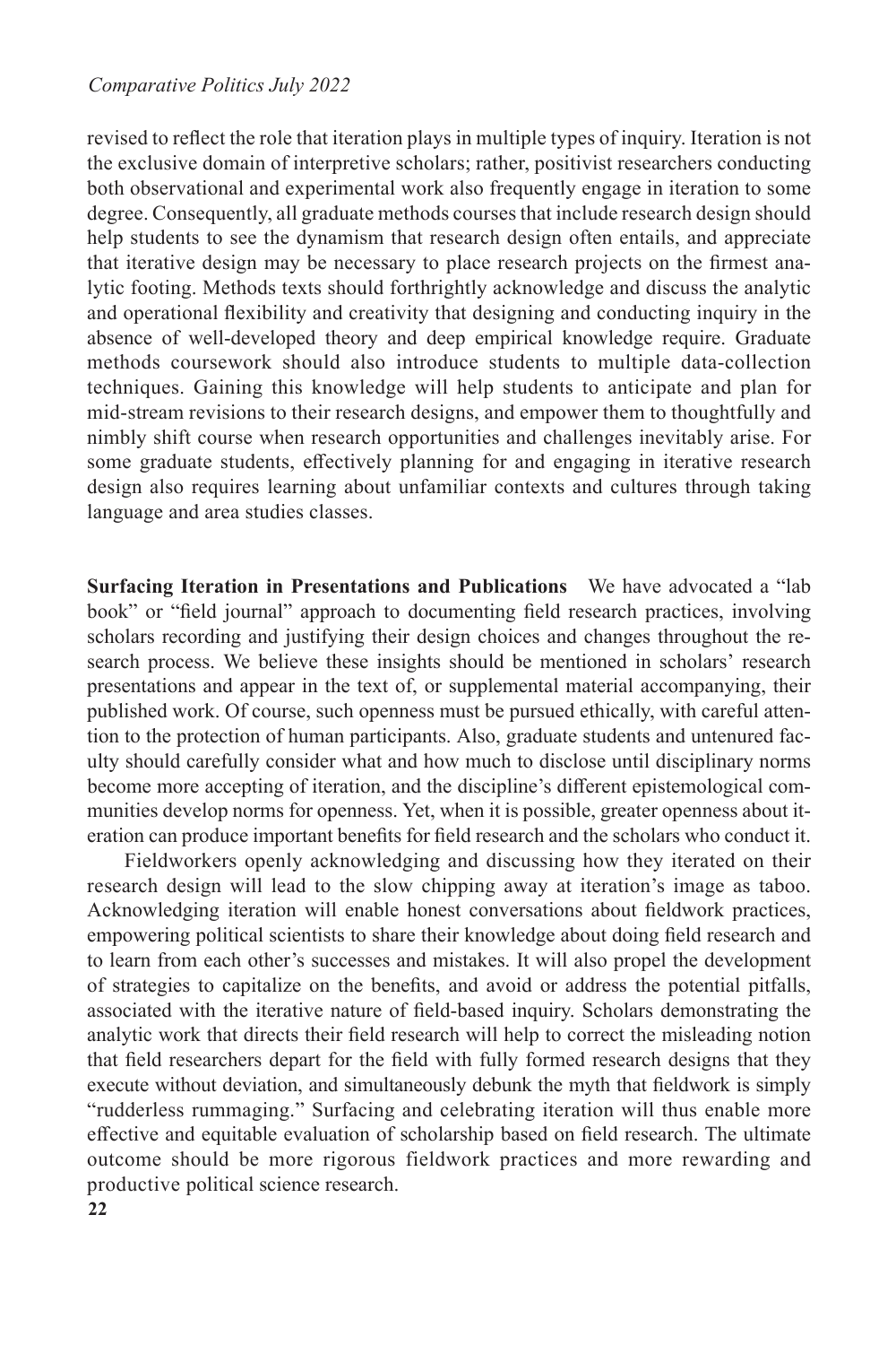revised to reflect the role that iteration plays in multiple types of inquiry. Iteration is not the exclusive domain of interpretive scholars; rather, positivist researchers conducting both observational and experimental work also frequently engage in iteration to some degree. Consequently, all graduate methods courses that include research design should help students to see the dynamism that research design often entails, and appreciate that iterative design may be necessary to place research projects on the firmest analytic footing. Methods texts should forthrightly acknowledge and discuss the analytic and operational flexibility and creativity that designing and conducting inquiry in the absence of well-developed theory and deep empirical knowledge require. Graduate methods coursework should also introduce students to multiple data-collection techniques. Gaining this knowledge will help students to anticipate and plan for mid-stream revisions to their research designs, and empower them to thoughtfully and nimbly shift course when research opportunities and challenges inevitably arise. For some graduate students, effectively planning for and engaging in iterative research design also requires learning about unfamiliar contexts and cultures through taking language and area studies classes.

**Surfacing Iteration in Presentations and Publications** We have advocated a "lab book" or "field journal" approach to documenting field research practices, involving scholars recording and justifying their design choices and changes throughout the research process. We believe these insights should be mentioned in scholars' research presentations and appear in the text of, or supplemental material accompanying, their published work. Of course, such openness must be pursued ethically, with careful attention to the protection of human participants. Also, graduate students and untenured faculty should carefully consider what and how much to disclose until disciplinary norms become more accepting of iteration, and the discipline's different epistemological communities develop norms for openness. Yet, when it is possible, greater openness about iteration can produce important benefits for field research and the scholars who conduct it.

Fieldworkers openly acknowledging and discussing how they iterated on their research design will lead to the slow chipping away at iteration's image as taboo. Acknowledging iteration will enable honest conversations about fieldwork practices, empowering political scientists to share their knowledge about doing field research and to learn from each other's successes and mistakes. It will also propel the development of strategies to capitalize on the benefits, and avoid or address the potential pitfalls, associated with the iterative nature of field-based inquiry. Scholars demonstrating the analytic work that directs their field research will help to correct the misleading notion that field researchers depart for the field with fully formed research designs that they execute without deviation, and simultaneously debunk the myth that fieldwork is simply "rudderless rummaging." Surfacing and celebrating iteration will thus enable more effective and equitable evaluation of scholarship based on field research. The ultimate outcome should be more rigorous fieldwork practices and more rewarding and productive political science research.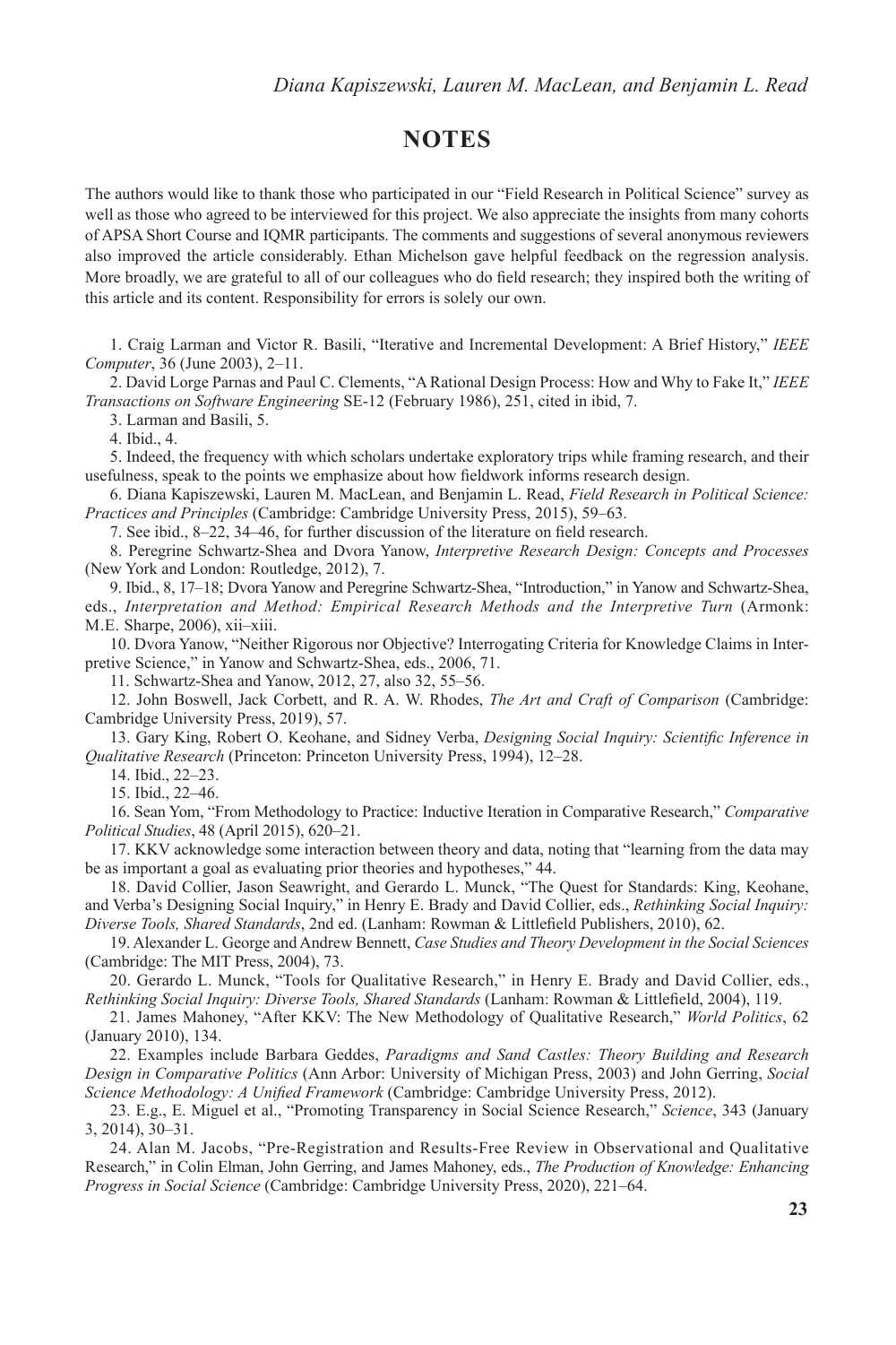## NOTES

The authors would like to thank those who participated in our "Field Research in Political Science" survey as well as those who agreed to be interviewed for this project. We also appreciate the insights from many cohorts of APSA Short Course and IQMR participants. The comments and suggestions of several anonymous reviewers also improved the article considerably. Ethan Michelson gave helpful feedback on the regression analysis. More broadly, we are grateful to all of our colleagues who do field research; they inspired both the writing of this article and its content. Responsibility for errors is solely our own.

1. Craig Larman and Victor R. Basili, "Iterative and Incremental Development: A Brief History," *IEEE Computer*, 36 (June 2003), 2–11.

2. David Lorge Parnas and Paul C. Clements, "A Rational Design Process: How and Why to Fake It," *IEEE Transactions on Software Engineering* SE-12 (February 1986), 251, cited in ibid, 7.

3. Larman and Basili, 5.

4. Ibid., 4.

5. Indeed, the frequency with which scholars undertake exploratory trips while framing research, and their usefulness, speak to the points we emphasize about how fieldwork informs research design.

6. Diana Kapiszewski, Lauren M. MacLean, and Benjamin L. Read, *Field Research in Political Science: Practices and Principles* (Cambridge: Cambridge University Press, 2015), 59–63.

7. See ibid., 8–22, 34–46, for further discussion of the literature on field research.

8. Peregrine Schwartz-Shea and Dvora Yanow, *Interpretive Research Design: Concepts and Processes* (New York and London: Routledge, 2012), 7.

9. Ibid., 8, 17–18; Dvora Yanow and Peregrine Schwartz-Shea, "Introduction," in Yanow and Schwartz-Shea, eds., *Interpretation and Method: Empirical Research Methods and the Interpretive Turn* (Armonk: M.E. Sharpe, 2006), xii–xiii.

10. Dvora Yanow, "Neither Rigorous nor Objective? Interrogating Criteria for Knowledge Claims in Interpretive Science," in Yanow and Schwartz-Shea, eds., 2006, 71.

11. Schwartz-Shea and Yanow, 2012, 27, also 32, 55–56.

12. John Boswell, Jack Corbett, and R. A. W. Rhodes, *The Art and Craft of Comparison* (Cambridge: Cambridge University Press, 2019), 57.

13. Gary King, Robert O. Keohane, and Sidney Verba, *Designing Social Inquiry: Scientific Inference in Qualitative Research* (Princeton: Princeton University Press, 1994), 12–28.

14. Ibid., 22–23.

15. Ibid., 22–46.

16. Sean Yom, "From Methodology to Practice: Inductive Iteration in Comparative Research," *Comparative Political Studies*, 48 (April 2015), 620–21.

17. KKV acknowledge some interaction between theory and data, noting that "learning from the data may be as important a goal as evaluating prior theories and hypotheses," 44.

18. David Collier, Jason Seawright, and Gerardo L. Munck, "The Quest for Standards: King, Keohane, and Verba's Designing Social Inquiry," in Henry E. Brady and David Collier, eds., *Rethinking Social Inquiry: Diverse Tools, Shared Standards*, 2nd ed. (Lanham: Rowman & Littlefield Publishers, 2010), 62.

19. Alexander L. George and Andrew Bennett, *Case Studies and Theory Development in the Social Sciences* (Cambridge: The MIT Press, 2004), 73.

20. Gerardo L. Munck, "Tools for Qualitative Research," in Henry E. Brady and David Collier, eds., *Rethinking Social Inquiry: Diverse Tools, Shared Standards* (Lanham: Rowman & Littlefield, 2004), 119.

21. James Mahoney, "After KKV: The New Methodology of Qualitative Research," *World Politics*, 62 (January 2010), 134.

22. Examples include Barbara Geddes, *Paradigms and Sand Castles: Theory Building and Research Design in Comparative Politics* (Ann Arbor: University of Michigan Press, 2003) and John Gerring, *Social Science Methodology: A Unified Framework* (Cambridge: Cambridge University Press, 2012).

23. E.g., E. Miguel et al., "Promoting Transparency in Social Science Research," *Science*, 343 (January 3, 2014), 30–31.

24. Alan M. Jacobs, "Pre-Registration and Results-Free Review in Observational and Qualitative Research," in Colin Elman, John Gerring, and James Mahoney, eds., *The Production of Knowledge: Enhancing Progress in Social Science* (Cambridge: Cambridge University Press, 2020), 221–64.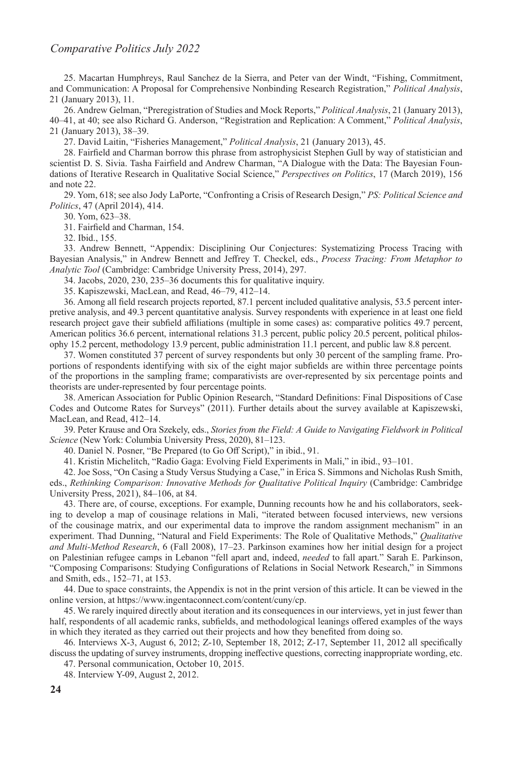25. Macartan Humphreys, Raul Sanchez de la Sierra, and Peter van der Windt, "Fishing, Commitment, and Communication: A Proposal for Comprehensive Nonbinding Research Registration," *Political Analysis*, 21 (January 2013), 11.

26. Andrew Gelman, "Preregistration of Studies and Mock Reports," *Political Analysis*, 21 (January 2013), 40–41, at 40; see also Richard G. Anderson, "Registration and Replication: A Comment," *Political Analysis*, 21 (January 2013), 38–39.

27. David Laitin, "Fisheries Management," *Political Analysis*, 21 (January 2013), 45.

28. Fairfield and Charman borrow this phrase from astrophysicist Stephen Gull by way of statistician and scientist D. S. Sivia. Tasha Fairfield and Andrew Charman, "A Dialogue with the Data: The Bayesian Foundations of Iterative Research in Qualitative Social Science," *Perspectives on Politics*, 17 (March 2019), 156 and note 22.

29. Yom, 618; see also Jody LaPorte, "Confronting a Crisis of Research Design," *PS: Political Science and Politics*, 47 (April 2014), 414.

30. Yom, 623–38.

31. Fairfield and Charman, 154.

32. Ibid., 155.

33. Andrew Bennett, "Appendix: Disciplining Our Conjectures: Systematizing Process Tracing with Bayesian Analysis," in Andrew Bennett and Jeffrey T. Checkel, eds., *Process Tracing: From Metaphor to Analytic Tool* (Cambridge: Cambridge University Press, 2014), 297.

34. Jacobs, 2020, 230, 235–36 documents this for qualitative inquiry.

35. Kapiszewski, MacLean, and Read, 46–79, 412–14.

36. Among all field research projects reported, 87.1 percent included qualitative analysis, 53.5 percent interpretive analysis, and 49.3 percent quantitative analysis. Survey respondents with experience in at least one field research project gave their subfield affiliations (multiple in some cases) as: comparative politics 49.7 percent, American politics 36.6 percent, international relations 31.3 percent, public policy 20.5 percent, political philosophy 15.2 percent, methodology 13.9 percent, public administration 11.1 percent, and public law 8.8 percent.

37. Women constituted 37 percent of survey respondents but only 30 percent of the sampling frame. Proportions of respondents identifying with six of the eight major subfields are within three percentage points of the proportions in the sampling frame; comparativists are over-represented by six percentage points and theorists are under-represented by four percentage points.

38. American Association for Public Opinion Research, "Standard Definitions: Final Dispositions of Case Codes and Outcome Rates for Surveys" (2011). Further details about the survey available at Kapiszewski, MacLean, and Read, 412–14.

39. Peter Krause and Ora Szekely, eds., *Stories from the Field: A Guide to Navigating Fieldwork in Political Science* (New York: Columbia University Press, 2020), 81–123.

40. Daniel N. Posner, "Be Prepared (to Go Off Script)," in ibid., 91.

41. Kristin Michelitch, "Radio Gaga: Evolving Field Experiments in Mali," in ibid., 93–101.

42. Joe Soss, "On Casing a Study Versus Studying a Case," in Erica S. Simmons and Nicholas Rush Smith, eds., *Rethinking Comparison: Innovative Methods for Qualitative Political Inquiry* (Cambridge: Cambridge University Press, 2021), 84–106, at 84.

43. There are, of course, exceptions. For example, Dunning recounts how he and his collaborators, seeking to develop a map of cousinage relations in Mali, "iterated between focused interviews, new versions of the cousinage matrix, and our experimental data to improve the random assignment mechanism" in an experiment. Thad Dunning, "Natural and Field Experiments: The Role of Qualitative Methods," *Qualitative and Multi-Method Research*, 6 (Fall 2008), 17–23. Parkinson examines how her initial design for a project on Palestinian refugee camps in Lebanon "fell apart and, indeed, *needed* to fall apart." Sarah E. Parkinson, "Composing Comparisons: Studying Configurations of Relations in Social Network Research," in Simmons and Smith, eds., 152–71, at 153.

44. Due to space constraints, the Appendix is not in the print version of this article. It can be viewed in the online version, at https://www.ingentaconnect.com/content/cuny/cp.

45. We rarely inquired directly about iteration and its consequences in our interviews, yet in just fewer than half, respondents of all academic ranks, subfields, and methodological leanings offered examples of the ways in which they iterated as they carried out their projects and how they benefited from doing so.

46. Interviews X-3, August 6, 2012; Z-10, September 18, 2012; Z-17, September 11, 2012 all specifically discuss the updating of survey instruments, dropping ineffective questions, correcting inappropriate wording, etc.

47. Personal communication, October 10, 2015.

48. Interview Y-09, August 2, 2012.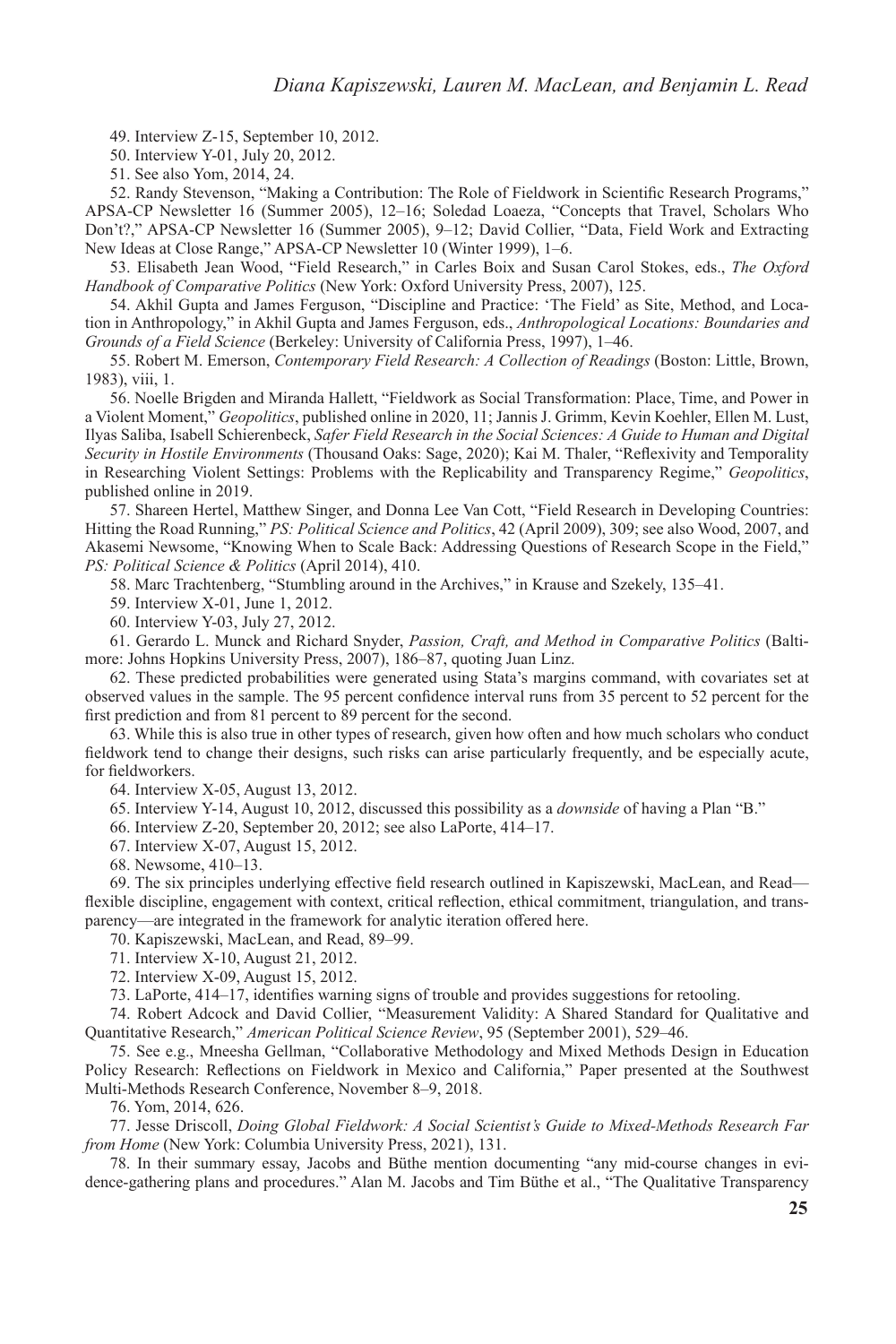49. Interview Z-15, September 10, 2012.

50. Interview Y-01, July 20, 2012.

51. See also Yom, 2014, 24.

52. Randy Stevenson, "Making a Contribution: The Role of Fieldwork in Scientific Research Programs," APSA-CP Newsletter 16 (Summer 2005), 12–16; Soledad Loaeza, "Concepts that Travel, Scholars Who Don't?," APSA-CP Newsletter 16 (Summer 2005), 9–12; David Collier, "Data, Field Work and Extracting New Ideas at Close Range," APSA-CP Newsletter 10 (Winter 1999), 1–6.

53. Elisabeth Jean Wood, "Field Research," in Carles Boix and Susan Carol Stokes, eds., *The Oxford Handbook of Comparative Politics* (New York: Oxford University Press, 2007), 125.

54. Akhil Gupta and James Ferguson, "Discipline and Practice: 'The Field' as Site, Method, and Location in Anthropology," in Akhil Gupta and James Ferguson, eds., *Anthropological Locations: Boundaries and Grounds of a Field Science* (Berkeley: University of California Press, 1997), 1–46.

55. Robert M. Emerson, *Contemporary Field Research: A Collection of Readings* (Boston: Little, Brown, 1983), viii, 1.

56. Noelle Brigden and Miranda Hallett, "Fieldwork as Social Transformation: Place, Time, and Power in a Violent Moment," *Geopolitics*, published online in 2020, 11; Jannis J. Grimm, Kevin Koehler, Ellen M. Lust, Ilyas Saliba, Isabell Schierenbeck, *Safer Field Research in the Social Sciences: A Guide to Human and Digital Security in Hostile Environments* (Thousand Oaks: Sage, 2020); Kai M. Thaler, "Reflexivity and Temporality in Researching Violent Settings: Problems with the Replicability and Transparency Regime," *Geopolitics*, published online in 2019.

57. Shareen Hertel, Matthew Singer, and Donna Lee Van Cott, "Field Research in Developing Countries: Hitting the Road Running," *PS: Political Science and Politics*, 42 (April 2009), 309; see also Wood, 2007, and Akasemi Newsome, "Knowing When to Scale Back: Addressing Questions of Research Scope in the Field," *PS: Political Science & Politics* (April 2014), 410.

58. Marc Trachtenberg, "Stumbling around in the Archives," in Krause and Szekely, 135–41.

59. Interview X-01, June 1, 2012.

60. Interview Y-03, July 27, 2012.

61. Gerardo L. Munck and Richard Snyder, *Passion, Craft, and Method in Comparative Politics* (Baltimore: Johns Hopkins University Press, 2007), 186–87, quoting Juan Linz.

62. These predicted probabilities were generated using Stata's margins command, with covariates set at observed values in the sample. The 95 percent confidence interval runs from 35 percent to 52 percent for the first prediction and from 81 percent to 89 percent for the second.

63. While this is also true in other types of research, given how often and how much scholars who conduct fieldwork tend to change their designs, such risks can arise particularly frequently, and be especially acute, for fieldworkers.

64. Interview X-05, August 13, 2012.

65. Interview Y-14, August 10, 2012, discussed this possibility as a *downside* of having a Plan "B."

66. Interview Z-20, September 20, 2012; see also LaPorte, 414–17.

67. Interview X-07, August 15, 2012.

68. Newsome, 410–13.

69. The six principles underlying effective field research outlined in Kapiszewski, MacLean, and Read—flexible discipline, engagement with context, critical reflection, ethical commitment, triangulation, and transparency—are integrated in the framework for analytic iteration offered here.

70. Kapiszewski, MacLean, and Read, 89–99.

71. Interview X-10, August 21, 2012.

72. Interview X-09, August 15, 2012.

73. LaPorte, 414–17, identifies warning signs of trouble and provides suggestions for retooling.

74. Robert Adcock and David Collier, "Measurement Validity: A Shared Standard for Qualitative and Quantitative Research," *American Political Science Review*, 95 (September 2001), 529–46.

75. See e.g., Mneesha Gellman, "Collaborative Methodology and Mixed Methods Design in Education Policy Research: Reflections on Fieldwork in Mexico and California," Paper presented at the Southwest Multi-Methods Research Conference, November 8–9, 2018.

76. Yom, 2014, 626.

77. Jesse Driscoll, *Doing Global Fieldwork: A Social Scientist's Guide to Mixed-Methods Research Far from Home* (New York: Columbia University Press, 2021), 131.

78. In their summary essay, Jacobs and Büthe mention documenting "any mid-course changes in evidence-gathering plans and procedures." Alan M. Jacobs and Tim Büthe et al., "The Qualitative Transparency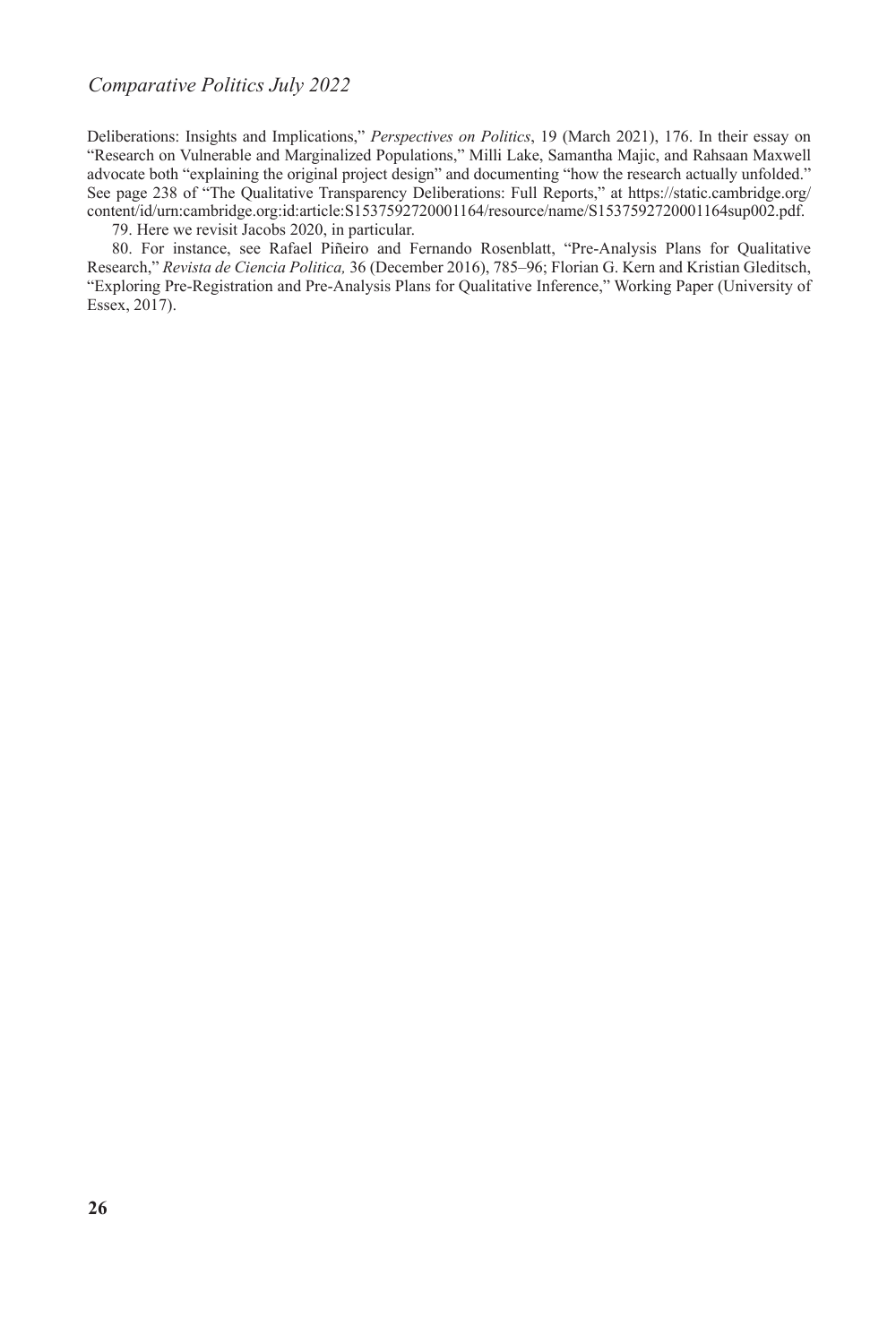Deliberations: Insights and Implications," *Perspectives on Politics*, 19 (March 2021), 176. In their essay on "Research on Vulnerable and Marginalized Populations," Milli Lake, Samantha Majic, and Rahsaan Maxwell advocate both "explaining the original project design" and documenting "how the research actually unfolded." See page 238 of "The Qualitative Transparency Deliberations: Full Reports," at https://static.cambridge.org/content/id/urn:cambridge.org:id:article:S1537592720001164/resource/name/S1537592720001164sup002.pdf.

79. Here we revisit Jacobs 2020, in particular.

80. For instance, see Rafael Piñeiro and Fernando Rosenblatt, "Pre-Analysis Plans for Qualitative Research," *Revista de Ciencia Politica,* 36 (December 2016), 785–96; Florian G. Kern and Kristian Gleditsch, "Exploring Pre-Registration and Pre-Analysis Plans for Qualitative Inference," Working Paper (University of Essex, 2017).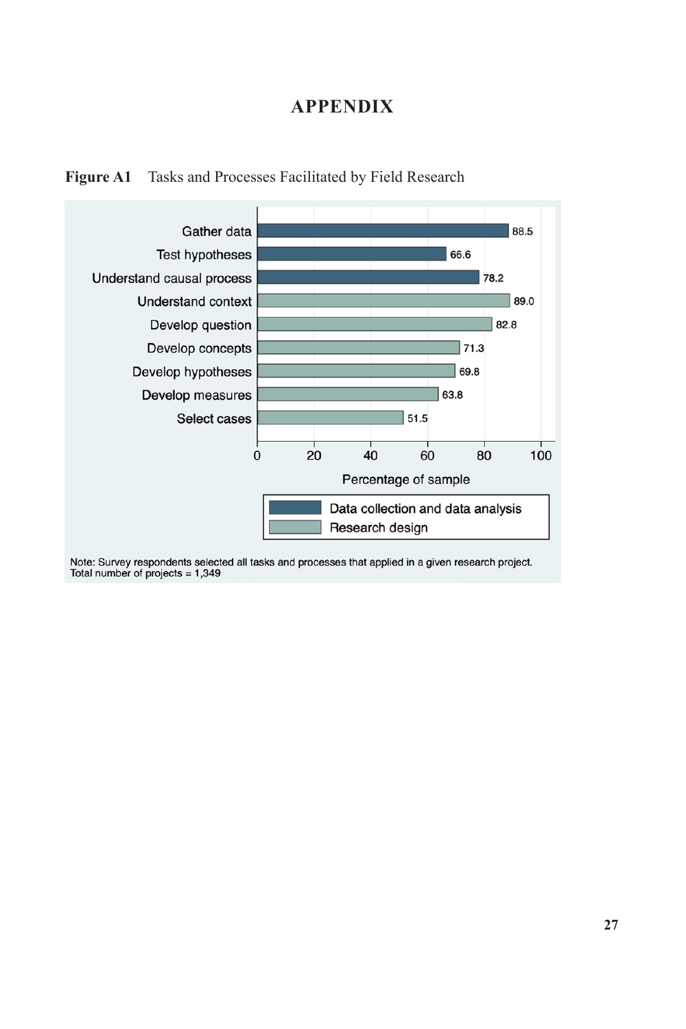# APPENDIX

**Figure A1** Tasks and Processes Facilitated by Field Research

| Task/Process | Category | Percentage of sample |
|---|---|---|
| Gather data | Data collection and data analysis | 88.5 |
| Test hypotheses | Data collection and data analysis | 66.6 |
| Understand causal process | Data collection and data analysis | 78.2 |
| Understand context | Research design | 89.0 |
| Develop question | Research design | 82.8 |
| Develop concepts | Research design | 71.3 |
| Develop hypotheses | Research design | 69.8 |
| Develop measures | Research design | 63.8 |
| Select cases | Research design | 51.5 |

Note: Survey respondents selected all tasks and processes that applied in a given research project.
Total number of projects = 1,349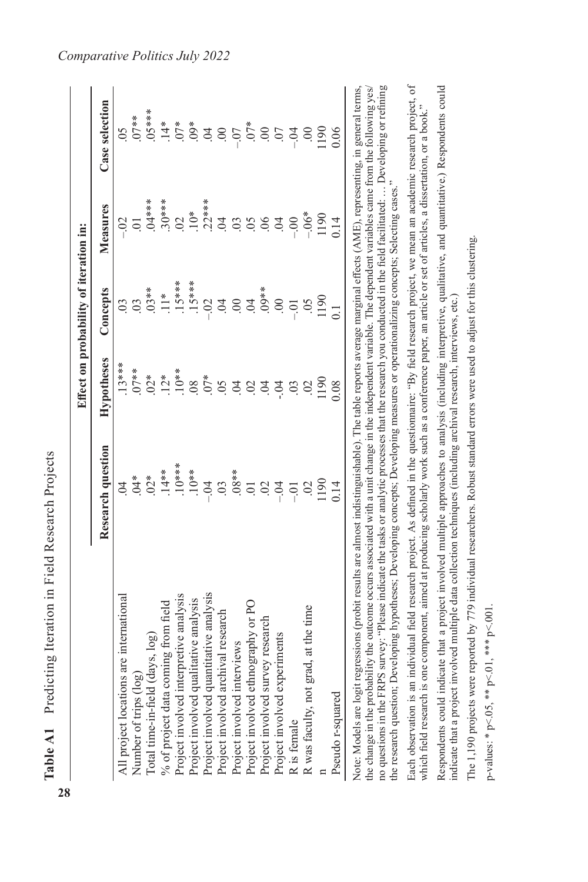**Table A1** Predicting Iteration in Field Research Projects

| | Effect on probability of iteration in: | | | | |
|---|---|---|---|---|---|
| | Research question | Hypotheses | Concepts | Measures | Case selection |
| All project locations are international | .04 | .13*** | .03 | -.02 | .05 |
| Number of trips (log) | .04* | .07** | .03 | .01 | .07** |
| Total time-in-field (days, log) | .02* | .02* | .03** | .04*** | .05*** |
| % of project data coming from field | .14** | .12* | .11* | .30*** | .14* |
| Project involved interpretive analysis | .10*** | .10** | .15*** | .02 | .07* |
| Project involved qualitative analysis | .10** | .08 | .15*** | .10* | .09* |
| Project involved quantitative analysis | -.04 | .07* | -.02 | .22*** | .04 |
| Project involved archival research | .03 | .05 | .04 | .04 | .00 |
| Project involved interviews | .08** | .04 | .00 | .03 | -.07 |
| Project involved ethnography or PO | .01 | .02 | .04 | .05 | .07* |
| Project involved survey research | .02 | .04 | .09** | .06 | .00 |
| Project involved experiments | -.04 | -.04 | .00 | .04 | .07 |
| R is female | -.01 | .03 | -.01 | -.00 | -.04 |
| R was faculty, not grad, at the time | .02 | .02 | .05 | -.06* | .00 |
| n | 1190 | 1190 | 1190 | 1190 | 1190 |
| Pseudo r-squared | 0.14 | 0.08 | 0.1 | 0.14 | 0.06 |

Note: Models are logit regressions (probit results are almost indistinguishable). The table reports average marginal effects (AME), representing, in general terms, the change in the probability the outcome occurs associated with a unit change in the independent variable. The dependent variables came from the following yes/no questions in the FRPS survey: "Please indicate the tasks or analytic processes that the research you conducted in the field facilitated: … Developing or refining the research question; Developing hypotheses; Developing concepts; Developing measures or operationalizing concepts; Selecting cases."

Each observation is an individual field research project. As defined in the questionnaire: "By field research project, we mean an academic research project, of which field research is one component, aimed at producing scholarly work such as a conference paper, an article or set of articles, a dissertation, or a book."

Respondents could indicate that a project involved multiple approaches to analysis (including interpretive, qualitative, and quantitative.) Respondents could indicate that a project involved multiple data collection techniques (including archival research, interviews, etc.)

The 1,190 projects were reported by 779 individual researchers. Robust standard errors were used to adjust for this clustering.

p-values: * $p<.05$, ** $p<.01$, *** $p<.001$.